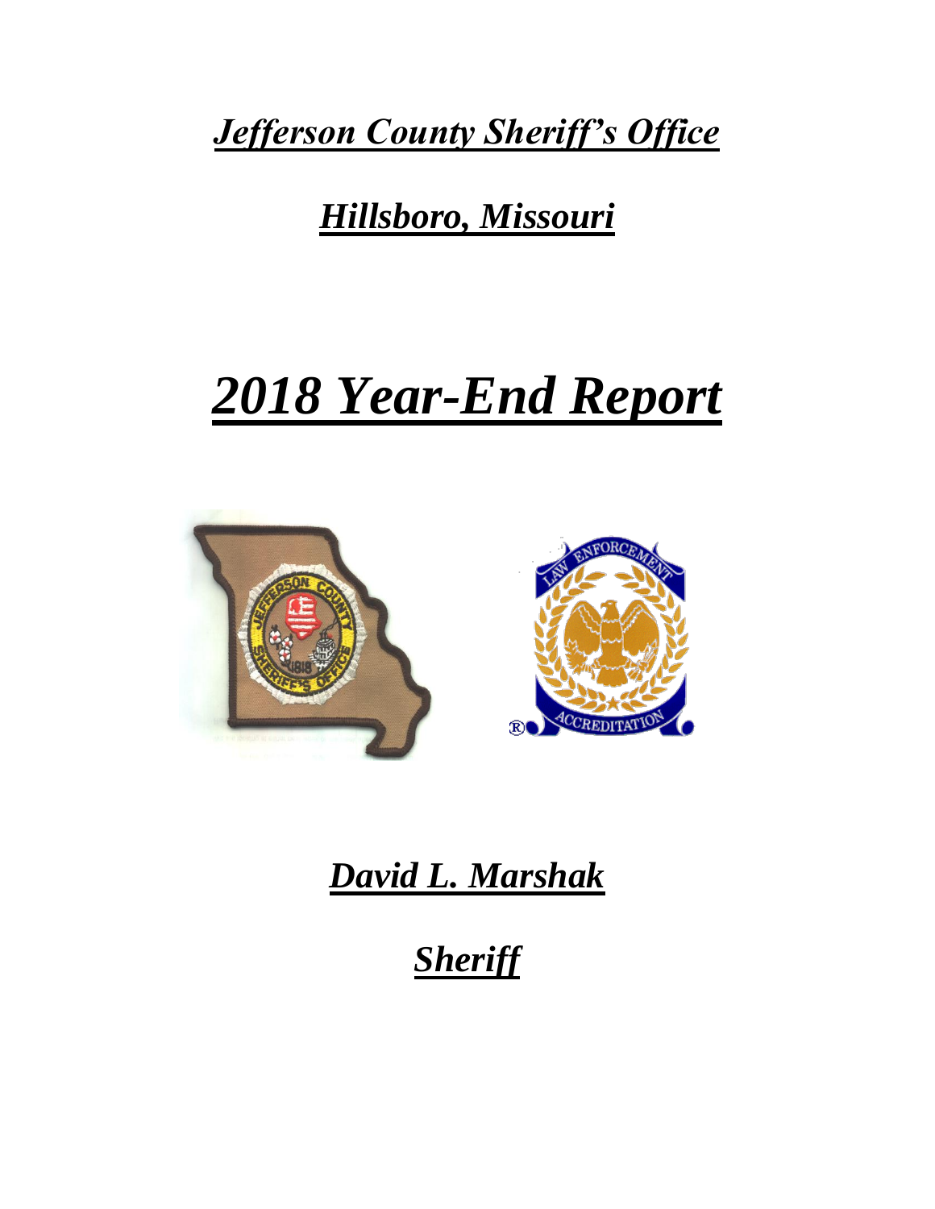# *Jefferson County Sheriff's Office*

## *Hillsboro, Missouri*

# *2018 Year-End Report*

## *David L. Marshak*

## *Sheriff*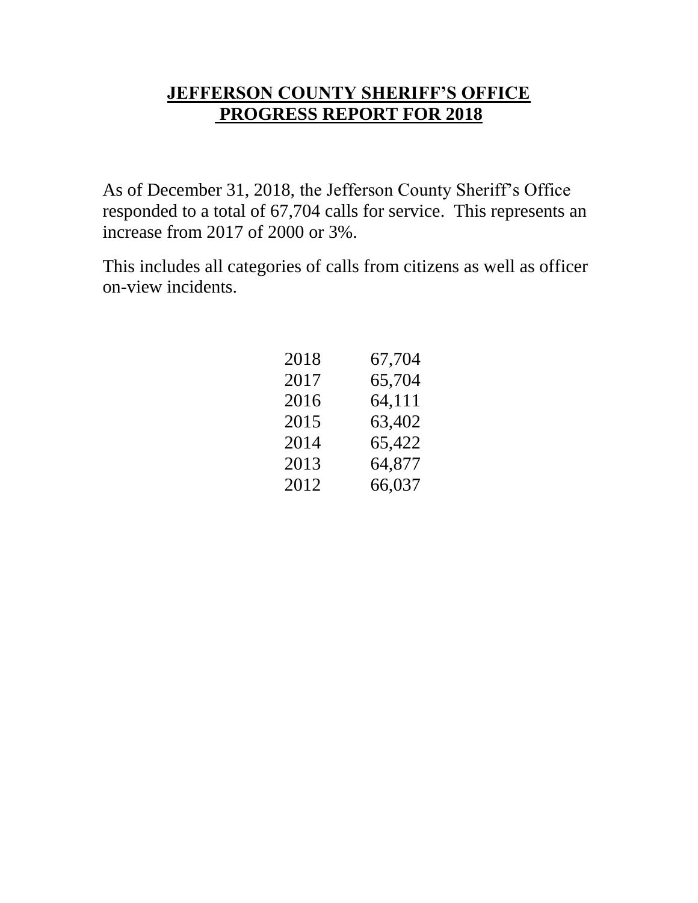# JEFFERSON COUNTY SHERIFF'S OFFICE PROGRESS REPORT FOR 2018

As of December 31, 2018, the Jefferson County Sheriff's Office responded to a total of 67,704 calls for service. This represents an increase from 2017 of 2000 or 3%.

This includes all categories of calls from citizens as well as officer on-view incidents.

| | |
|---|---|
| 2018 | 67,704 |
| 2017 | 65,704 |
| 2016 | 64,111 |
| 2015 | 63,402 |
| 2014 | 65,422 |
| 2013 | 64,877 |
| 2012 | 66,037 |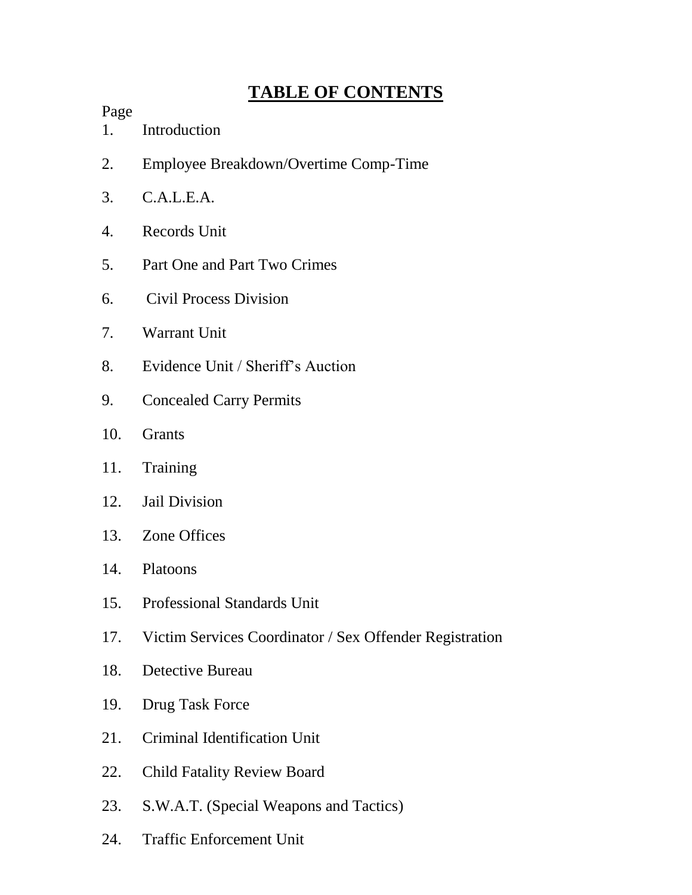# TABLE OF CONTENTS

Page

1. Introduction
2. Employee Breakdown/Overtime Comp-Time
3. C.A.L.E.A.
4. Records Unit
5. Part One and Part Two Crimes
6. Civil Process Division
7. Warrant Unit
8. Evidence Unit / Sheriff's Auction
9. Concealed Carry Permits
10. Grants
11. Training
12. Jail Division
13. Zone Offices
14. Platoons
15. Professional Standards Unit
17. Victim Services Coordinator / Sex Offender Registration
18. Detective Bureau
19. Drug Task Force
21. Criminal Identification Unit
22. Child Fatality Review Board
23. S.W.A.T. (Special Weapons and Tactics)
24. Traffic Enforcement Unit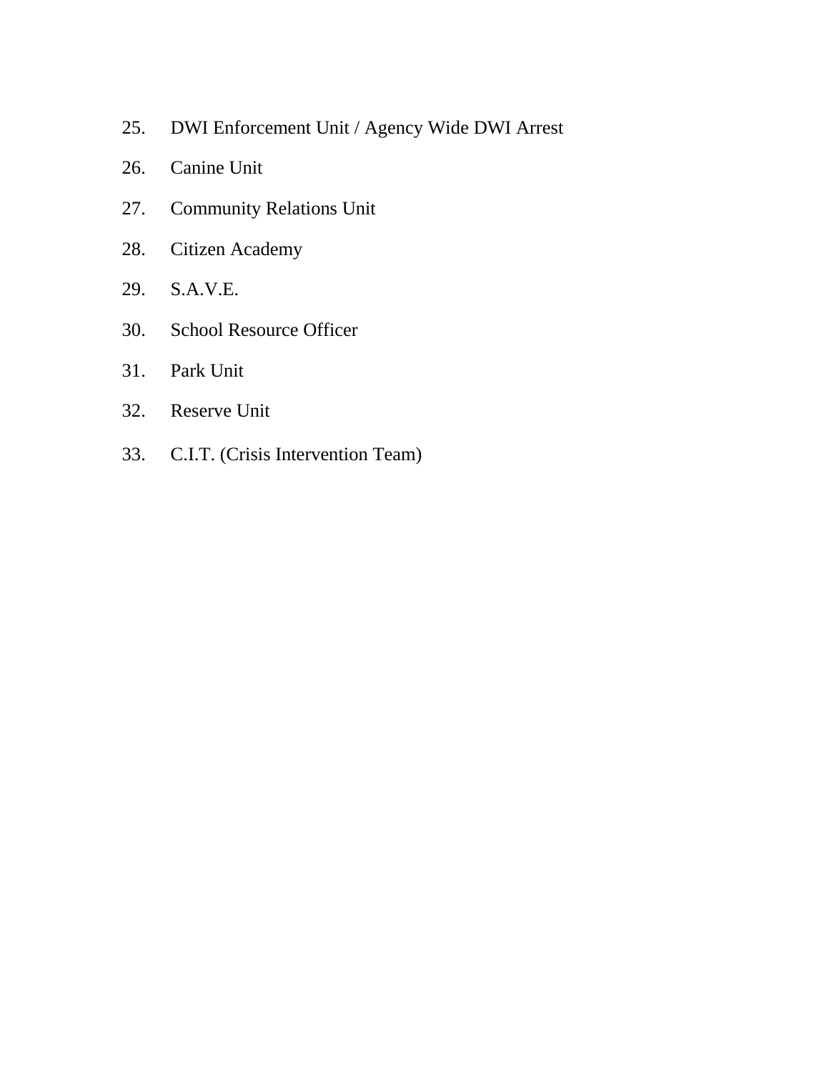25. DWI Enforcement Unit / Agency Wide DWI Arrest
26. Canine Unit
27. Community Relations Unit
28. Citizen Academy
29. S.A.V.E.
30. School Resource Officer
31. Park Unit
32. Reserve Unit
33. C.I.T. (Crisis Intervention Team)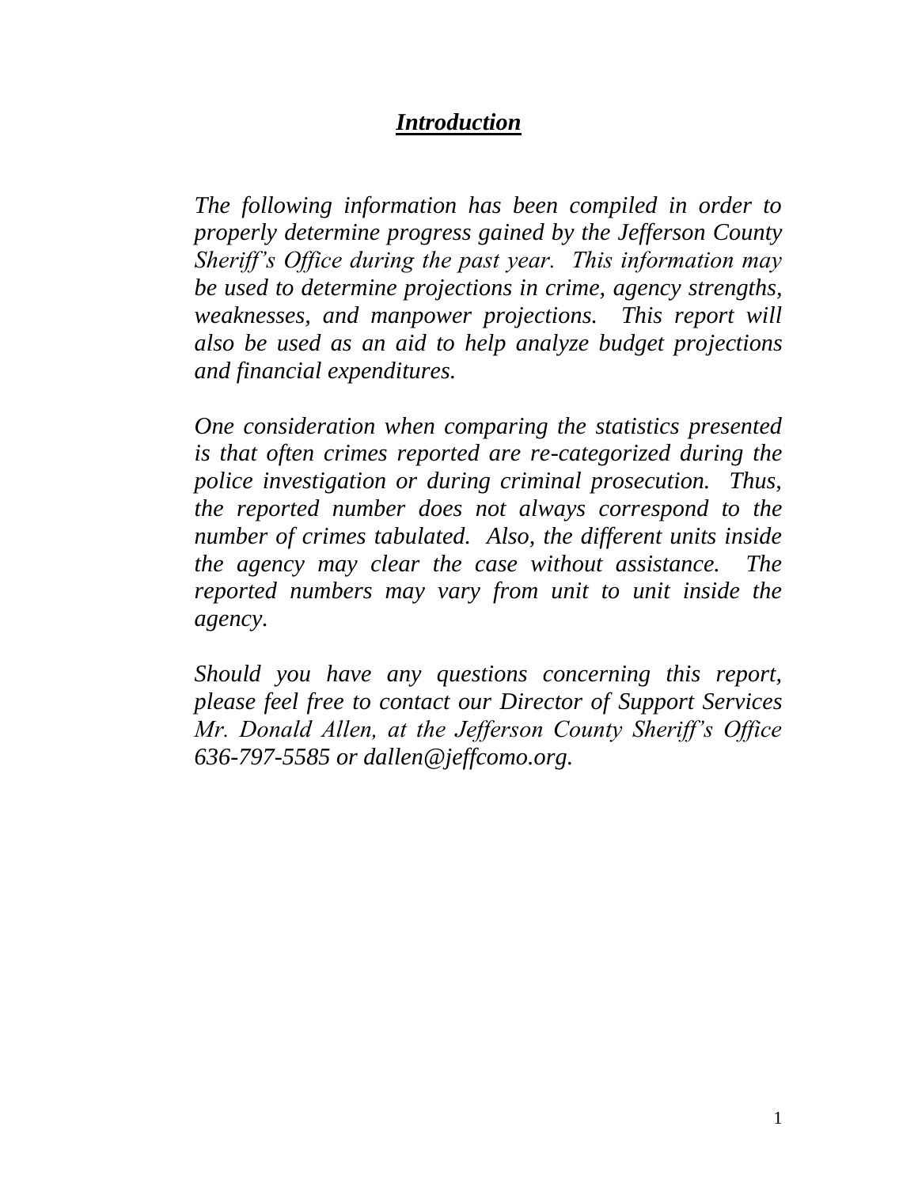# ***Introduction***

*The following information has been compiled in order to properly determine progress gained by the Jefferson County Sheriff's Office during the past year. This information may be used to determine projections in crime, agency strengths, weaknesses, and manpower projections. This report will also be used as an aid to help analyze budget projections and financial expenditures.*

*One consideration when comparing the statistics presented is that often crimes reported are re-categorized during the police investigation or during criminal prosecution. Thus, the reported number does not always correspond to the number of crimes tabulated. Also, the different units inside the agency may clear the case without assistance. The reported numbers may vary from unit to unit inside the agency.*

*Should you have any questions concerning this report, please feel free to contact our Director of Support Services Mr. Donald Allen, at the Jefferson County Sheriff's Office 636-797-5585 or dallen@jeffcomo.org.*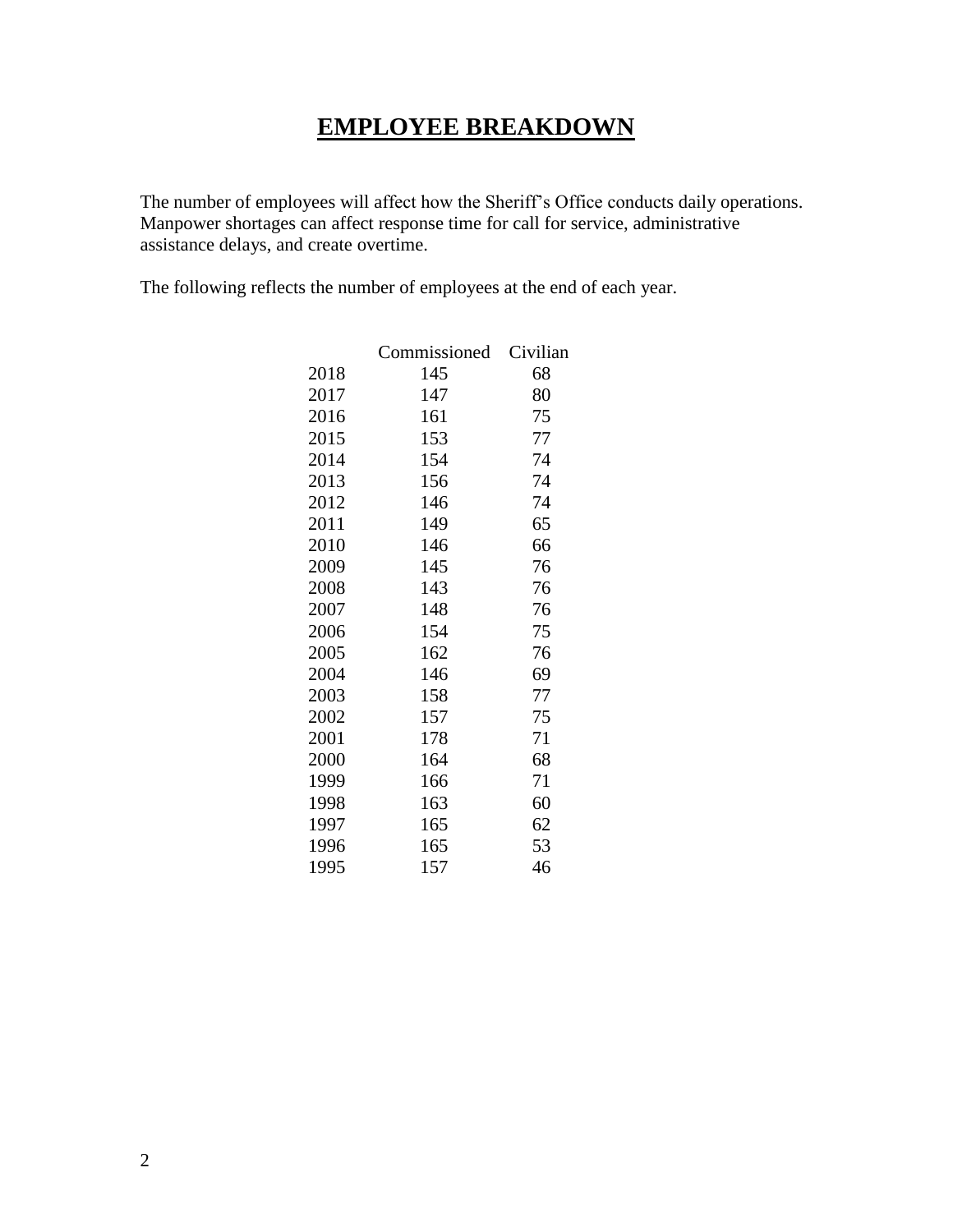# EMPLOYEE BREAKDOWN

The number of employees will affect how the Sheriff's Office conducts daily operations. Manpower shortages can affect response time for call for service, administrative assistance delays, and create overtime.

The following reflects the number of employees at the end of each year.

| | Commissioned | Civilian |
|---|---|---|
| 2018 | 145 | 68 |
| 2017 | 147 | 80 |
| 2016 | 161 | 75 |
| 2015 | 153 | 77 |
| 2014 | 154 | 74 |
| 2013 | 156 | 74 |
| 2012 | 146 | 74 |
| 2011 | 149 | 65 |
| 2010 | 146 | 66 |
| 2009 | 145 | 76 |
| 2008 | 143 | 76 |
| 2007 | 148 | 76 |
| 2006 | 154 | 75 |
| 2005 | 162 | 76 |
| 2004 | 146 | 69 |
| 2003 | 158 | 77 |
| 2002 | 157 | 75 |
| 2001 | 178 | 71 |
| 2000 | 164 | 68 |
| 1999 | 166 | 71 |
| 1998 | 163 | 60 |
| 1997 | 165 | 62 |
| 1996 | 165 | 53 |
| 1995 | 157 | 46 |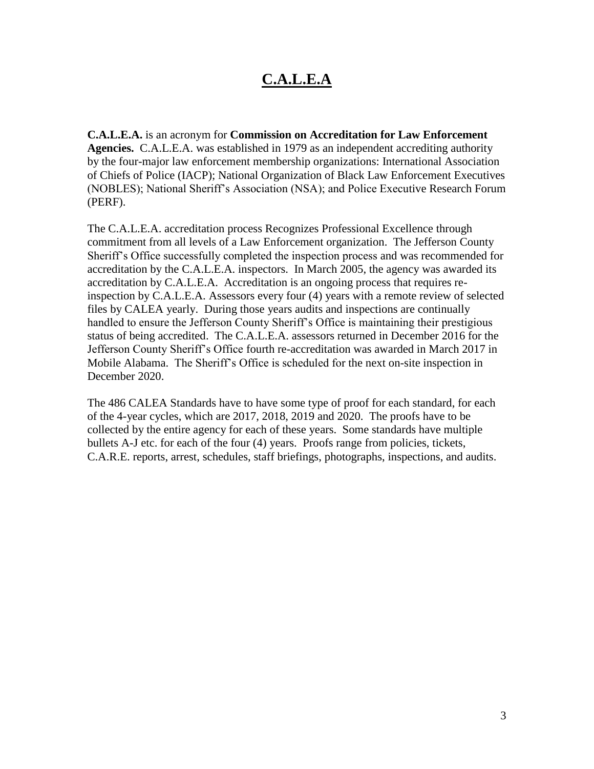# C.A.L.E.A

**C.A.L.E.A.** is an acronym for **Commission on Accreditation for Law Enforcement Agencies.** C.A.L.E.A. was established in 1979 as an independent accrediting authority by the four-major law enforcement membership organizations: International Association of Chiefs of Police (IACP); National Organization of Black Law Enforcement Executives (NOBLES); National Sheriff's Association (NSA); and Police Executive Research Forum (PERF).

The C.A.L.E.A. accreditation process Recognizes Professional Excellence through commitment from all levels of a Law Enforcement organization. The Jefferson County Sheriff's Office successfully completed the inspection process and was recommended for accreditation by the C.A.L.E.A. inspectors. In March 2005, the agency was awarded its accreditation by C.A.L.E.A. Accreditation is an ongoing process that requires re-inspection by C.A.L.E.A. Assessors every four (4) years with a remote review of selected files by CALEA yearly. During those years audits and inspections are continually handled to ensure the Jefferson County Sheriff's Office is maintaining their prestigious status of being accredited. The C.A.L.E.A. assessors returned in December 2016 for the Jefferson County Sheriff's Office fourth re-accreditation was awarded in March 2017 in Mobile Alabama. The Sheriff's Office is scheduled for the next on-site inspection in December 2020.

The 486 CALEA Standards have to have some type of proof for each standard, for each of the 4-year cycles, which are 2017, 2018, 2019 and 2020. The proofs have to be collected by the entire agency for each of these years. Some standards have multiple bullets A-J etc. for each of the four (4) years. Proofs range from policies, tickets, C.A.R.E. reports, arrest, schedules, staff briefings, photographs, inspections, and audits.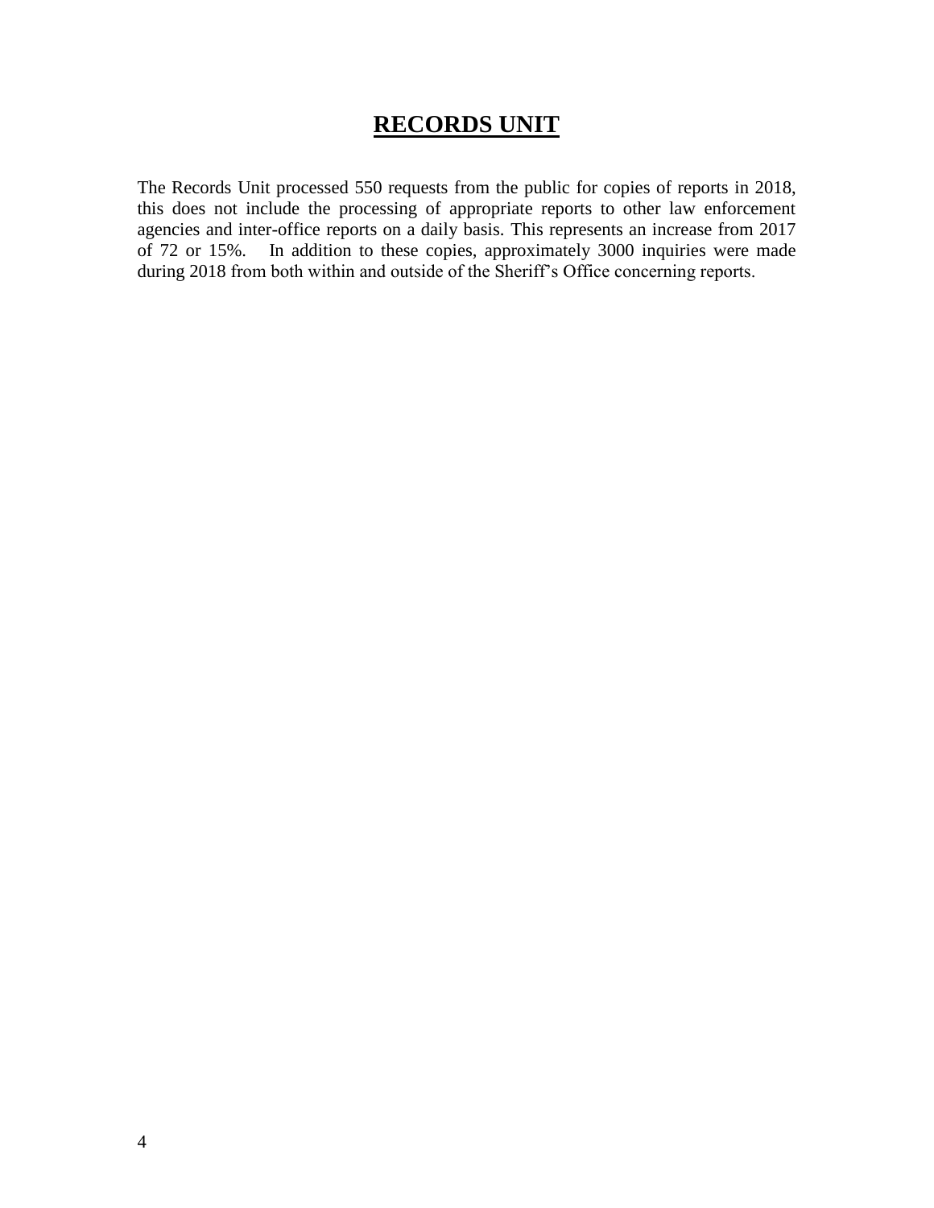# RECORDS UNIT

The Records Unit processed 550 requests from the public for copies of reports in 2018, this does not include the processing of appropriate reports to other law enforcement agencies and inter-office reports on a daily basis. This represents an increase from 2017 of 72 or 15%. In addition to these copies, approximately 3000 inquiries were made during 2018 from both within and outside of the Sheriff's Office concerning reports.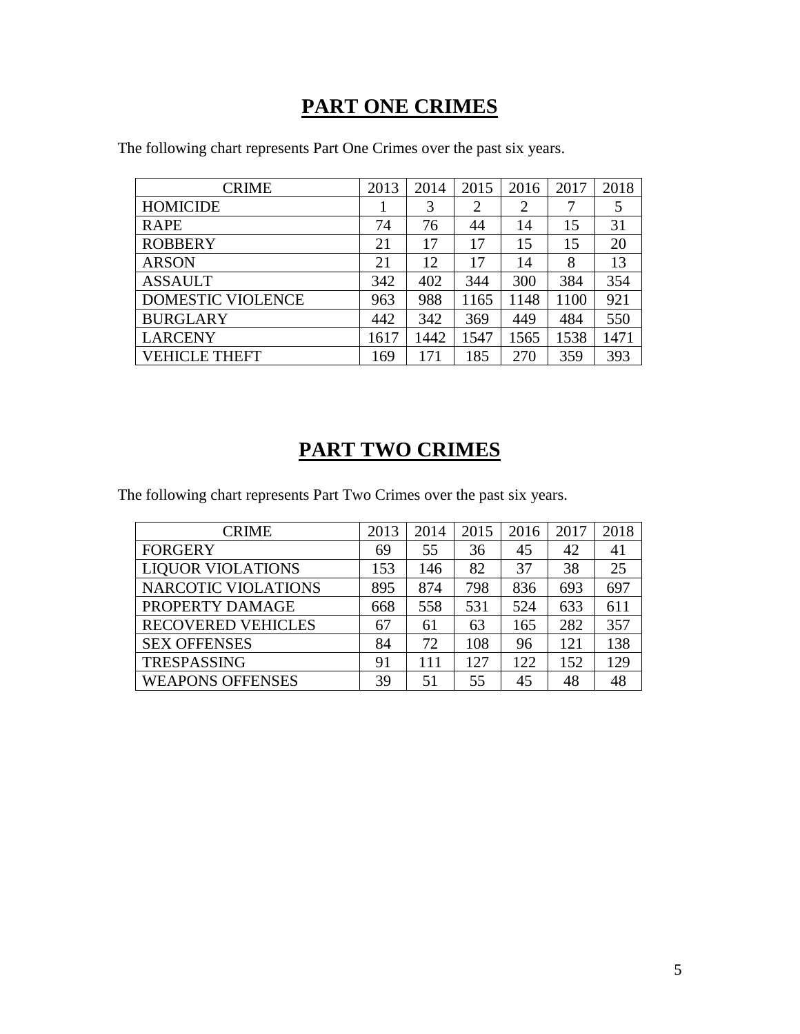## PART ONE CRIMES

The following chart represents Part One Crimes over the past six years.

| CRIME | 2013 | 2014 | 2015 | 2016 | 2017 | 2018 |
|---|---|---|---|---|---|---|
| HOMICIDE | 1 | 3 | 2 | 2 | 7 | 5 |
| RAPE | 74 | 76 | 44 | 14 | 15 | 31 |
| ROBBERY | 21 | 17 | 17 | 15 | 15 | 20 |
| ARSON | 21 | 12 | 17 | 14 | 8 | 13 |
| ASSAULT | 342 | 402 | 344 | 300 | 384 | 354 |
| DOMESTIC VIOLENCE | 963 | 988 | 1165 | 1148 | 1100 | 921 |
| BURGLARY | 442 | 342 | 369 | 449 | 484 | 550 |
| LARCENY | 1617 | 1442 | 1547 | 1565 | 1538 | 1471 |
| VEHICLE THEFT | 169 | 171 | 185 | 270 | 359 | 393 |

## PART TWO CRIMES

The following chart represents Part Two Crimes over the past six years.

| CRIME | 2013 | 2014 | 2015 | 2016 | 2017 | 2018 |
|---|---|---|---|---|---|---|
| FORGERY | 69 | 55 | 36 | 45 | 42 | 41 |
| LIQUOR VIOLATIONS | 153 | 146 | 82 | 37 | 38 | 25 |
| NARCOTIC VIOLATIONS | 895 | 874 | 798 | 836 | 693 | 697 |
| PROPERTY DAMAGE | 668 | 558 | 531 | 524 | 633 | 611 |
| RECOVERED VEHICLES | 67 | 61 | 63 | 165 | 282 | 357 |
| SEX OFFENSES | 84 | 72 | 108 | 96 | 121 | 138 |
| TRESPASSING | 91 | 111 | 127 | 122 | 152 | 129 |
| WEAPONS OFFENSES | 39 | 51 | 55 | 45 | 48 | 48 |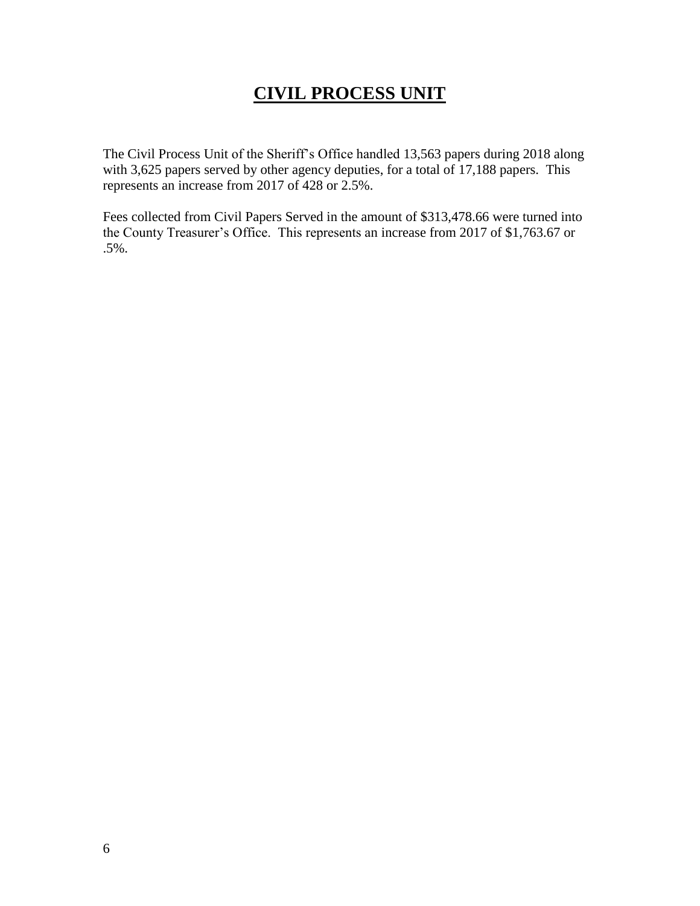# CIVIL PROCESS UNIT

The Civil Process Unit of the Sheriff's Office handled 13,563 papers during 2018 along with 3,625 papers served by other agency deputies, for a total of 17,188 papers. This represents an increase from 2017 of 428 or 2.5%.

Fees collected from Civil Papers Served in the amount of $313,478.66 were turned into the County Treasurer's Office. This represents an increase from 2017 of $1,763.67 or .5%.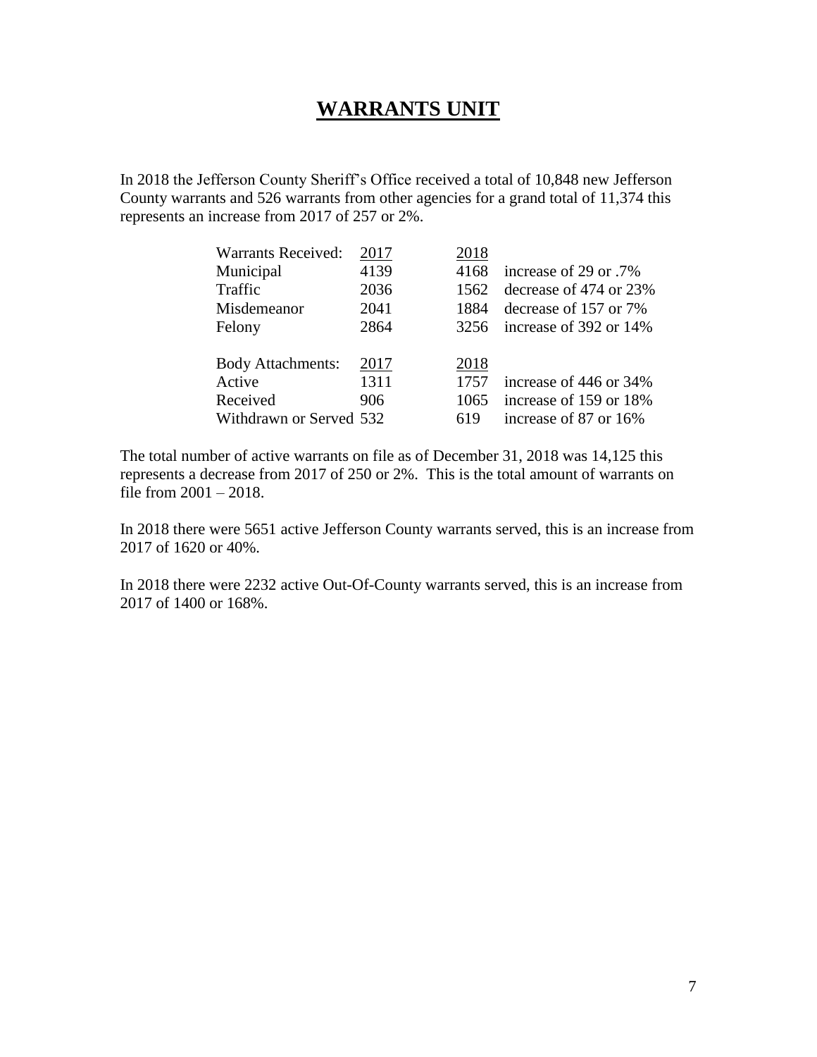# WARRANTS UNIT

In 2018 the Jefferson County Sheriff's Office received a total of 10,848 new Jefferson County warrants and 526 warrants from other agencies for a grand total of 11,374 this represents an increase from 2017 of 257 or 2%.

| Warrants Received: | 2017 | 2018 | |
|---|---|---|---|
| Municipal | 4139 | 4168 | increase of 29 or .7% |
| Traffic | 2036 | 1562 | decrease of 474 or 23% |
| Misdemeanor | 2041 | 1884 | decrease of 157 or 7% |
| Felony | 2864 | 3256 | increase of 392 or 14% |

| Body Attachments: | 2017 | 2018 | |
|---|---|---|---|
| Active | 1311 | 1757 | increase of 446 or 34% |
| Received | 906 | 1065 | increase of 159 or 18% |
| Withdrawn or Served | 532 | 619 | increase of 87 or 16% |

The total number of active warrants on file as of December 31, 2018 was 14,125 this represents a decrease from 2017 of 250 or 2%. This is the total amount of warrants on file from 2001 – 2018.

In 2018 there were 5651 active Jefferson County warrants served, this is an increase from 2017 of 1620 or 40%.

In 2018 there were 2232 active Out-Of-County warrants served, this is an increase from 2017 of 1400 or 168%.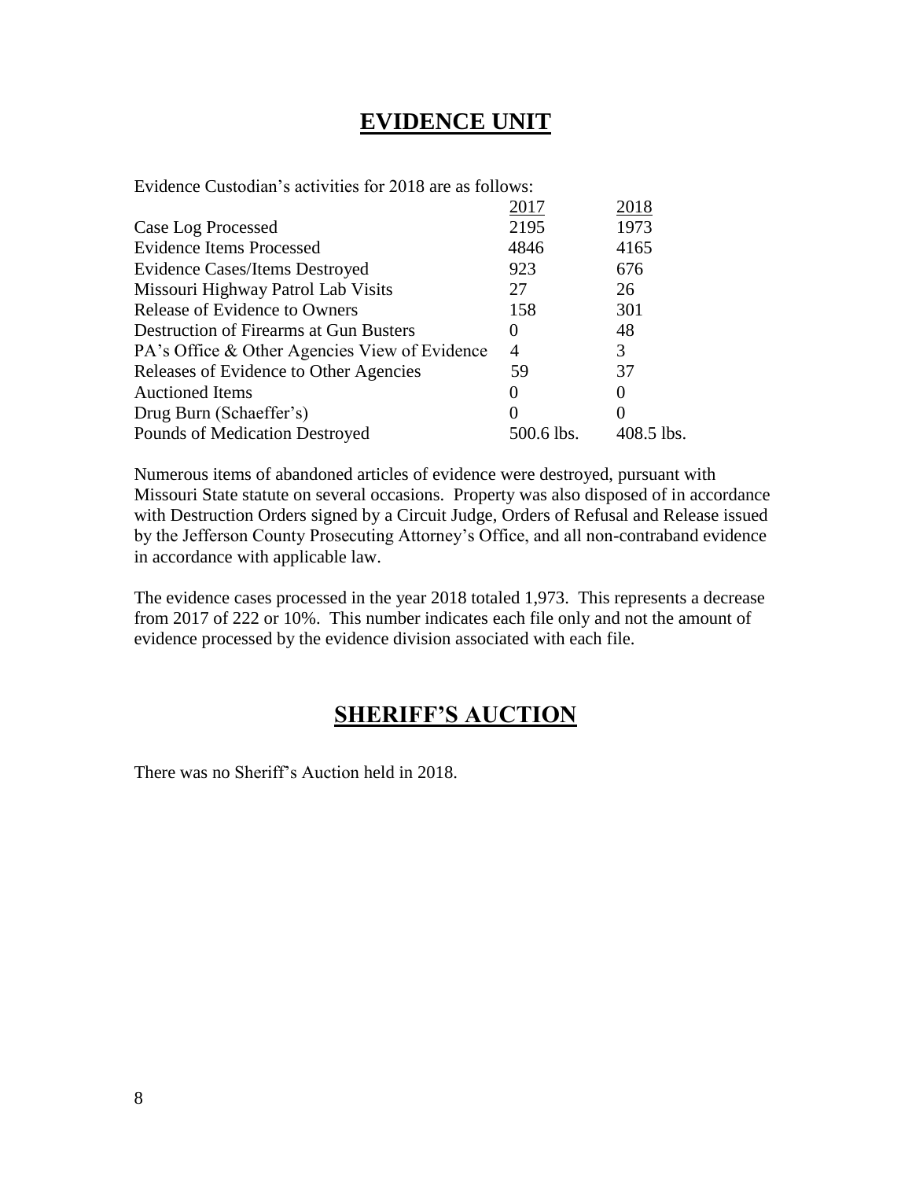# EVIDENCE UNIT

Evidence Custodian's activities for 2018 are as follows:

| | 2017 | 2018 |
|---|---|---|
| Case Log Processed | 2195 | 1973 |
| Evidence Items Processed | 4846 | 4165 |
| Evidence Cases/Items Destroyed | 923 | 676 |
| Missouri Highway Patrol Lab Visits | 27 | 26 |
| Release of Evidence to Owners | 158 | 301 |
| Destruction of Firearms at Gun Busters | 0 | 48 |
| PA's Office & Other Agencies View of Evidence | 4 | 3 |
| Releases of Evidence to Other Agencies | 59 | 37 |
| Auctioned Items | 0 | 0 |
| Drug Burn (Schaeffer's) | 0 | 0 |
| Pounds of Medication Destroyed | 500.6 lbs. | 408.5 lbs. |

Numerous items of abandoned articles of evidence were destroyed, pursuant with Missouri State statute on several occasions. Property was also disposed of in accordance with Destruction Orders signed by a Circuit Judge, Orders of Refusal and Release issued by the Jefferson County Prosecuting Attorney's Office, and all non-contraband evidence in accordance with applicable law.

The evidence cases processed in the year 2018 totaled 1,973. This represents a decrease from 2017 of 222 or 10%. This number indicates each file only and not the amount of evidence processed by the evidence division associated with each file.

# SHERIFF'S AUCTION

There was no Sheriff's Auction held in 2018.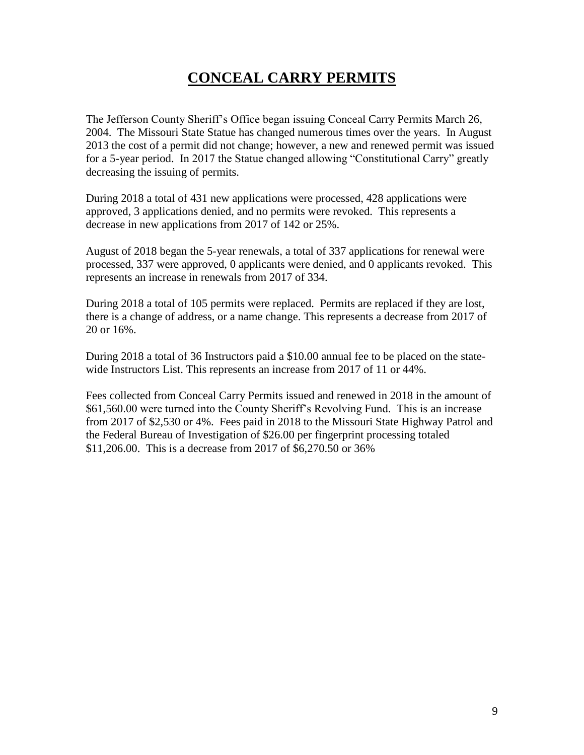# CONCEAL CARRY PERMITS

The Jefferson County Sheriff's Office began issuing Conceal Carry Permits March 26, 2004. The Missouri State Statue has changed numerous times over the years. In August 2013 the cost of a permit did not change; however, a new and renewed permit was issued for a 5-year period. In 2017 the Statue changed allowing "Constitutional Carry" greatly decreasing the issuing of permits.

During 2018 a total of 431 new applications were processed, 428 applications were approved, 3 applications denied, and no permits were revoked. This represents a decrease in new applications from 2017 of 142 or 25%.

August of 2018 began the 5-year renewals, a total of 337 applications for renewal were processed, 337 were approved, 0 applicants were denied, and 0 applicants revoked. This represents an increase in renewals from 2017 of 334.

During 2018 a total of 105 permits were replaced. Permits are replaced if they are lost, there is a change of address, or a name change. This represents a decrease from 2017 of 20 or 16%.

During 2018 a total of 36 Instructors paid a $10.00 annual fee to be placed on the state-wide Instructors List. This represents an increase from 2017 of 11 or 44%.

Fees collected from Conceal Carry Permits issued and renewed in 2018 in the amount of $61,560.00 were turned into the County Sheriff's Revolving Fund. This is an increase from 2017 of $2,530 or 4%. Fees paid in 2018 to the Missouri State Highway Patrol and the Federal Bureau of Investigation of $26.00 per fingerprint processing totaled $11,206.00. This is a decrease from 2017 of $6,270.50 or 36%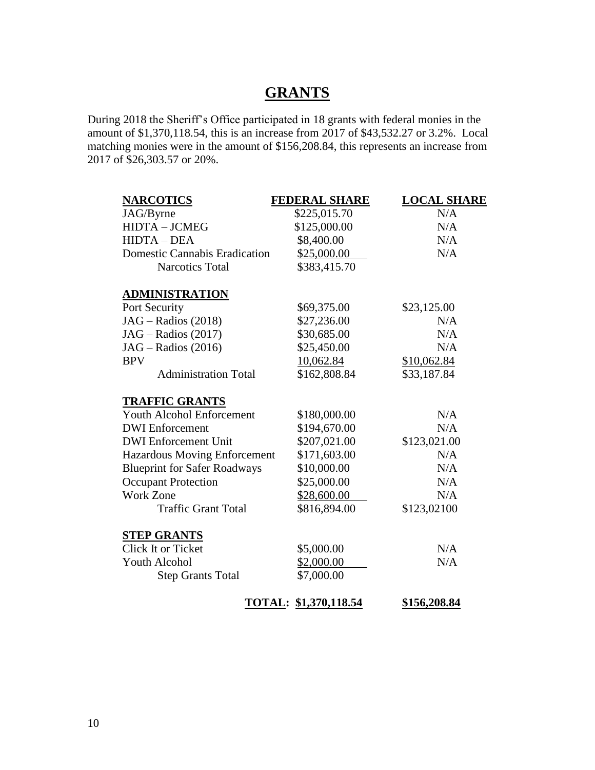# GRANTS

During 2018 the Sheriff's Office participated in 18 grants with federal monies in the amount of $1,370,118.54, this is an increase from 2017 of $43,532.27 or 3.2%. Local matching monies were in the amount of $156,208.84, this represents an increase from 2017 of $26,303.57 or 20%.

| NARCOTICS | FEDERAL SHARE | LOCAL SHARE |
|---|---|---|
| JAG/Byrne | $225,015.70 | N/A |
| HIDTA – JCMEG | $125,000.00 | N/A |
| HIDTA – DEA | $8,400.00 | N/A |
| Domestic Cannabis Eradication | $25,000.00 | N/A |
| Narcotics Total | $383,415.70 | |
| **ADMINISTRATION** | | |
| Port Security | $69,375.00 | $23,125.00 |
| JAG – Radios (2018) | $27,236.00 | N/A |
| JAG – Radios (2017) | $30,685.00 | N/A |
| JAG – Radios (2016) | $25,450.00 | N/A |
| BPV | 10,062.84 | $10,062.84 |
| Administration Total | $162,808.84 | $33,187.84 |
| **TRAFFIC GRANTS** | | |
| Youth Alcohol Enforcement | $180,000.00 | N/A |
| DWI Enforcement | $194,670.00 | N/A |
| DWI Enforcement Unit | $207,021.00 | $123,021.00 |
| Hazardous Moving Enforcement | $171,603.00 | N/A |
| Blueprint for Safer Roadways | $10,000.00 | N/A |
| Occupant Protection | $25,000.00 | N/A |
| Work Zone | $28,600.00 | N/A |
| Traffic Grant Total | $816,894.00 | $123,02100 |
| **STEP GRANTS** | | |
| Click It or Ticket | $5,000.00 | N/A |
| Youth Alcohol | $2,000.00 | N/A |
| Step Grants Total | $7,000.00 | |
| **TOTAL:** | **$1,370,118.54** | **$156,208.84** |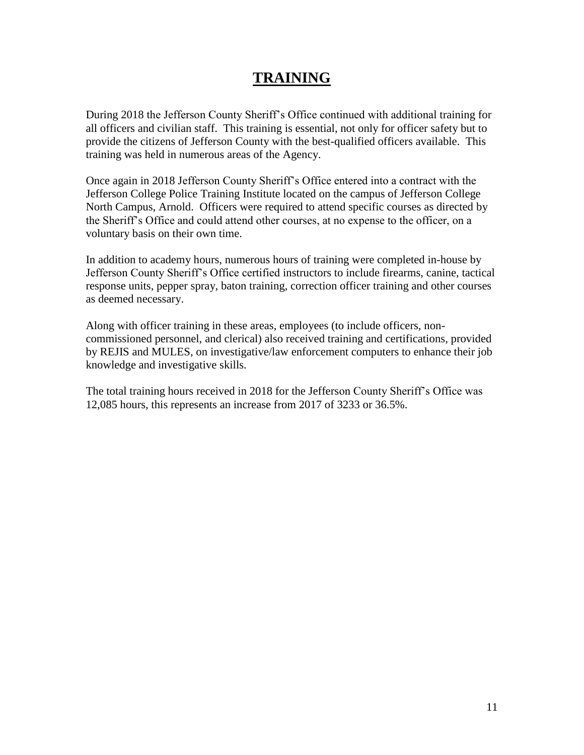# TRAINING

During 2018 the Jefferson County Sheriff's Office continued with additional training for all officers and civilian staff. This training is essential, not only for officer safety but to provide the citizens of Jefferson County with the best-qualified officers available. This training was held in numerous areas of the Agency.

Once again in 2018 Jefferson County Sheriff's Office entered into a contract with the Jefferson College Police Training Institute located on the campus of Jefferson College North Campus, Arnold. Officers were required to attend specific courses as directed by the Sheriff's Office and could attend other courses, at no expense to the officer, on a voluntary basis on their own time.

In addition to academy hours, numerous hours of training were completed in-house by Jefferson County Sheriff's Office certified instructors to include firearms, canine, tactical response units, pepper spray, baton training, correction officer training and other courses as deemed necessary.

Along with officer training in these areas, employees (to include officers, non-commissioned personnel, and clerical) also received training and certifications, provided by REJIS and MULES, on investigative/law enforcement computers to enhance their job knowledge and investigative skills.

The total training hours received in 2018 for the Jefferson County Sheriff's Office was 12,085 hours, this represents an increase from 2017 of 3233 or 36.5%.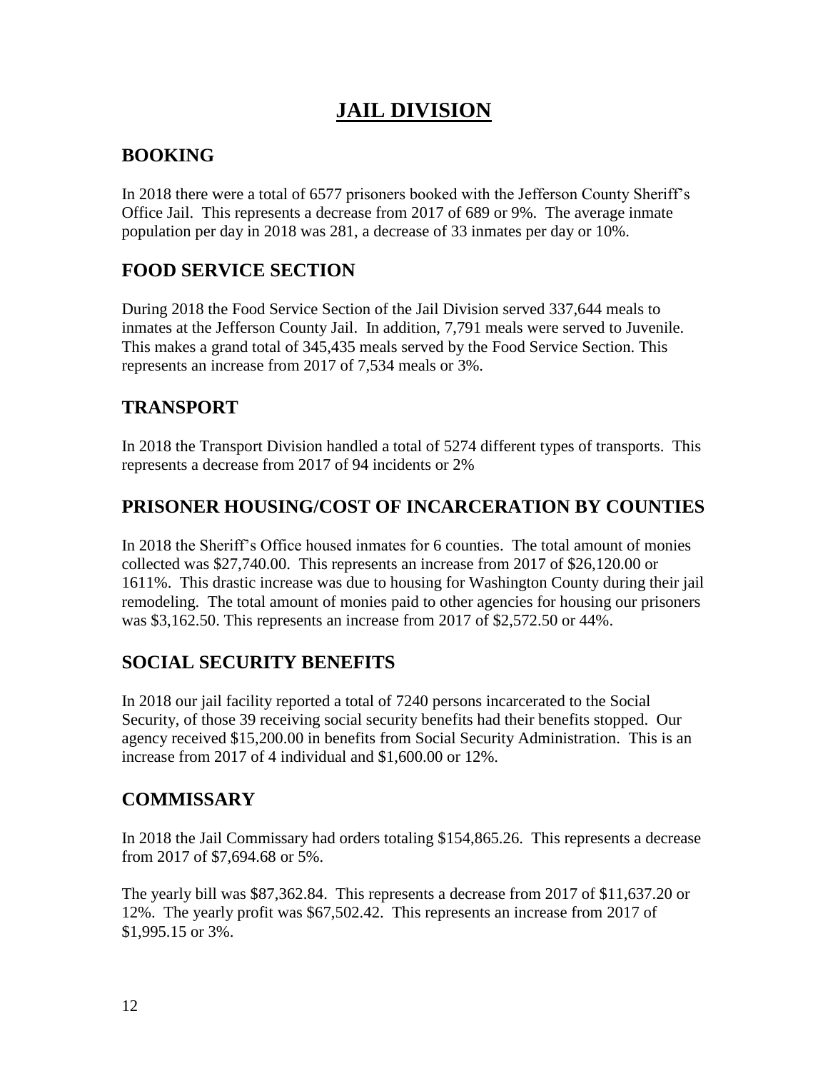# JAIL DIVISION

## BOOKING

In 2018 there were a total of 6577 prisoners booked with the Jefferson County Sheriff's Office Jail. This represents a decrease from 2017 of 689 or 9%. The average inmate population per day in 2018 was 281, a decrease of 33 inmates per day or 10%.

## FOOD SERVICE SECTION

During 2018 the Food Service Section of the Jail Division served 337,644 meals to inmates at the Jefferson County Jail. In addition, 7,791 meals were served to Juvenile. This makes a grand total of 345,435 meals served by the Food Service Section. This represents an increase from 2017 of 7,534 meals or 3%.

## TRANSPORT

In 2018 the Transport Division handled a total of 5274 different types of transports. This represents a decrease from 2017 of 94 incidents or 2%

## PRISONER HOUSING/COST OF INCARCERATION BY COUNTIES

In 2018 the Sheriff's Office housed inmates for 6 counties. The total amount of monies collected was $27,740.00. This represents an increase from 2017 of $26,120.00 or 1611%. This drastic increase was due to housing for Washington County during their jail remodeling. The total amount of monies paid to other agencies for housing our prisoners was $3,162.50. This represents an increase from 2017 of $2,572.50 or 44%.

## SOCIAL SECURITY BENEFITS

In 2018 our jail facility reported a total of 7240 persons incarcerated to the Social Security, of those 39 receiving social security benefits had their benefits stopped. Our agency received $15,200.00 in benefits from Social Security Administration. This is an increase from 2017 of 4 individual and $1,600.00 or 12%.

## COMMISSARY

In 2018 the Jail Commissary had orders totaling $154,865.26. This represents a decrease from 2017 of $7,694.68 or 5%.

The yearly bill was $87,362.84. This represents a decrease from 2017 of $11,637.20 or 12%. The yearly profit was $67,502.42. This represents an increase from 2017 of $1,995.15 or 3%.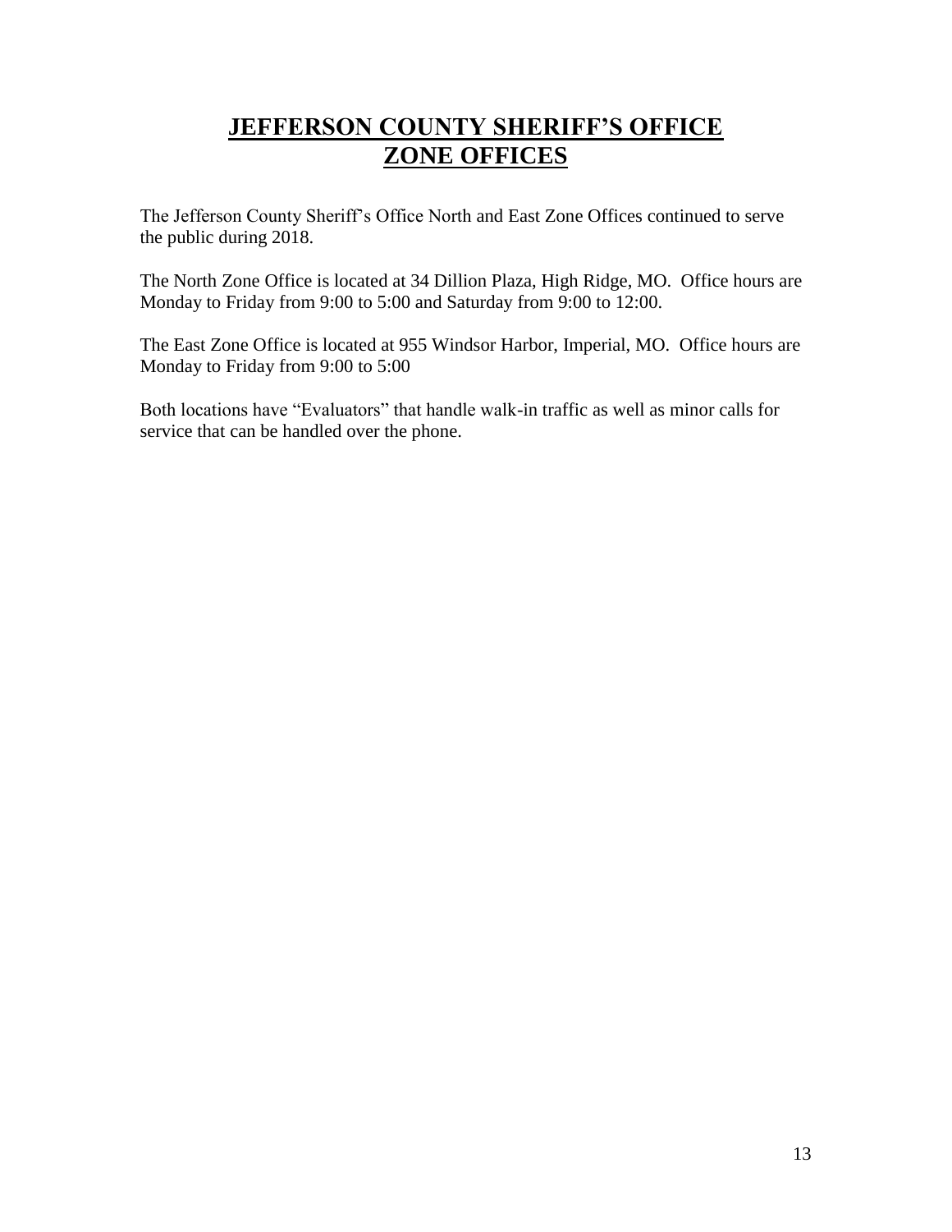# JEFFERSON COUNTY SHERIFF'S OFFICE ZONE OFFICES

The Jefferson County Sheriff's Office North and East Zone Offices continued to serve the public during 2018.

The North Zone Office is located at 34 Dillion Plaza, High Ridge, MO. Office hours are Monday to Friday from 9:00 to 5:00 and Saturday from 9:00 to 12:00.

The East Zone Office is located at 955 Windsor Harbor, Imperial, MO. Office hours are Monday to Friday from 9:00 to 5:00

Both locations have "Evaluators" that handle walk-in traffic as well as minor calls for service that can be handled over the phone.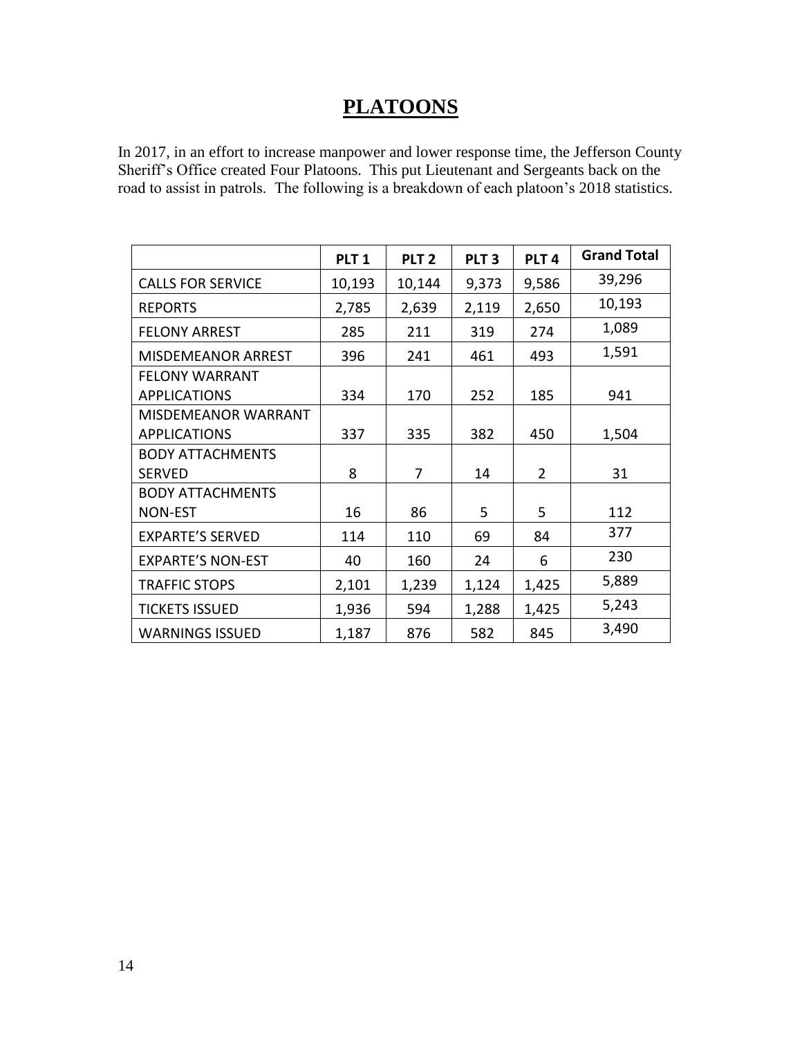# PLATOONS

In 2017, in an effort to increase manpower and lower response time, the Jefferson County Sheriff's Office created Four Platoons. This put Lieutenant and Sergeants back on the road to assist in patrols. The following is a breakdown of each platoon's 2018 statistics.

| | PLT 1 | PLT 2 | PLT 3 | PLT 4 | Grand Total |
|---|---|---|---|---|---|
| CALLS FOR SERVICE | 10,193 | 10,144 | 9,373 | 9,586 | 39,296 |
| REPORTS | 2,785 | 2,639 | 2,119 | 2,650 | 10,193 |
| FELONY ARREST | 285 | 211 | 319 | 274 | 1,089 |
| MISDEMEANOR ARREST | 396 | 241 | 461 | 493 | 1,591 |
| FELONY WARRANT APPLICATIONS | 334 | 170 | 252 | 185 | 941 |
| MISDEMEANOR WARRANT APPLICATIONS | 337 | 335 | 382 | 450 | 1,504 |
| BODY ATTACHMENTS SERVED | 8 | 7 | 14 | 2 | 31 |
| BODY ATTACHMENTS NON-EST | 16 | 86 | 5 | 5 | 112 |
| EXPARTE'S SERVED | 114 | 110 | 69 | 84 | 377 |
| EXPARTE'S NON-EST | 40 | 160 | 24 | 6 | 230 |
| TRAFFIC STOPS | 2,101 | 1,239 | 1,124 | 1,425 | 5,889 |
| TICKETS ISSUED | 1,936 | 594 | 1,288 | 1,425 | 5,243 |
| WARNINGS ISSUED | 1,187 | 876 | 582 | 845 | 3,490 |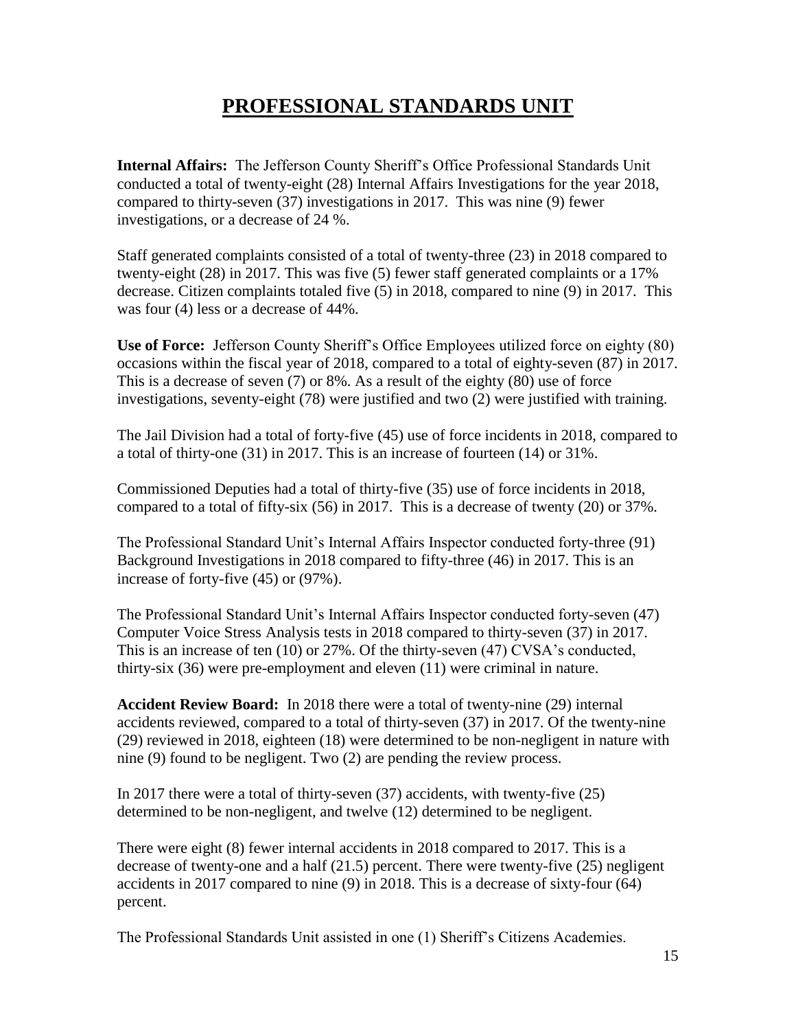# PROFESSIONAL STANDARDS UNIT

**Internal Affairs:** The Jefferson County Sheriff's Office Professional Standards Unit conducted a total of twenty-eight (28) Internal Affairs Investigations for the year 2018, compared to thirty-seven (37) investigations in 2017. This was nine (9) fewer investigations, or a decrease of 24 %.

Staff generated complaints consisted of a total of twenty-three (23) in 2018 compared to twenty-eight (28) in 2017. This was five (5) fewer staff generated complaints or a 17% decrease. Citizen complaints totaled five (5) in 2018, compared to nine (9) in 2017. This was four (4) less or a decrease of 44%.

**Use of Force:** Jefferson County Sheriff's Office Employees utilized force on eighty (80) occasions within the fiscal year of 2018, compared to a total of eighty-seven (87) in 2017. This is a decrease of seven (7) or 8%. As a result of the eighty (80) use of force investigations, seventy-eight (78) were justified and two (2) were justified with training.

The Jail Division had a total of forty-five (45) use of force incidents in 2018, compared to a total of thirty-one (31) in 2017. This is an increase of fourteen (14) or 31%.

Commissioned Deputies had a total of thirty-five (35) use of force incidents in 2018, compared to a total of fifty-six (56) in 2017. This is a decrease of twenty (20) or 37%.

The Professional Standard Unit's Internal Affairs Inspector conducted forty-three (91) Background Investigations in 2018 compared to fifty-three (46) in 2017. This is an increase of forty-five (45) or (97%).

The Professional Standard Unit's Internal Affairs Inspector conducted forty-seven (47) Computer Voice Stress Analysis tests in 2018 compared to thirty-seven (37) in 2017. This is an increase of ten (10) or 27%. Of the thirty-seven (47) CVSA's conducted, thirty-six (36) were pre-employment and eleven (11) were criminal in nature.

**Accident Review Board:** In 2018 there were a total of twenty-nine (29) internal accidents reviewed, compared to a total of thirty-seven (37) in 2017. Of the twenty-nine (29) reviewed in 2018, eighteen (18) were determined to be non-negligent in nature with nine (9) found to be negligent. Two (2) are pending the review process.

In 2017 there were a total of thirty-seven (37) accidents, with twenty-five (25) determined to be non-negligent, and twelve (12) determined to be negligent.

There were eight (8) fewer internal accidents in 2018 compared to 2017. This is a decrease of twenty-one and a half (21.5) percent. There were twenty-five (25) negligent accidents in 2017 compared to nine (9) in 2018. This is a decrease of sixty-four (64) percent.

The Professional Standards Unit assisted in one (1) Sheriff's Citizens Academies.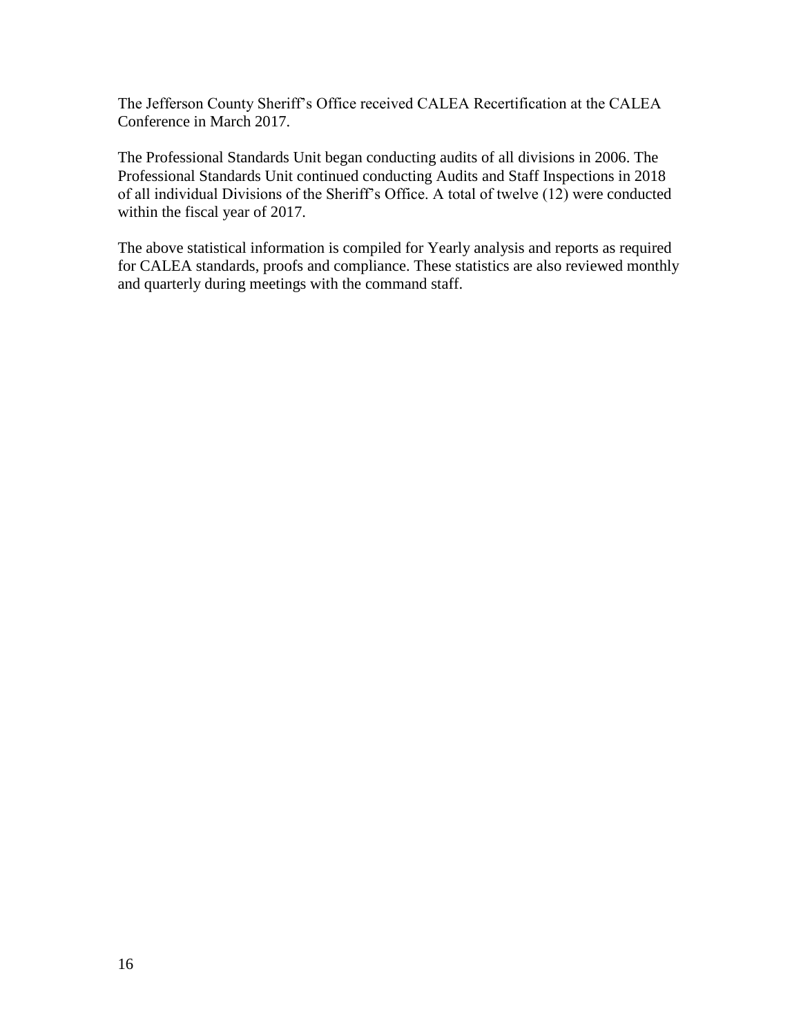The Jefferson County Sheriff's Office received CALEA Recertification at the CALEA Conference in March 2017.

The Professional Standards Unit began conducting audits of all divisions in 2006. The Professional Standards Unit continued conducting Audits and Staff Inspections in 2018 of all individual Divisions of the Sheriff's Office. A total of twelve (12) were conducted within the fiscal year of 2017.

The above statistical information is compiled for Yearly analysis and reports as required for CALEA standards, proofs and compliance. These statistics are also reviewed monthly and quarterly during meetings with the command staff.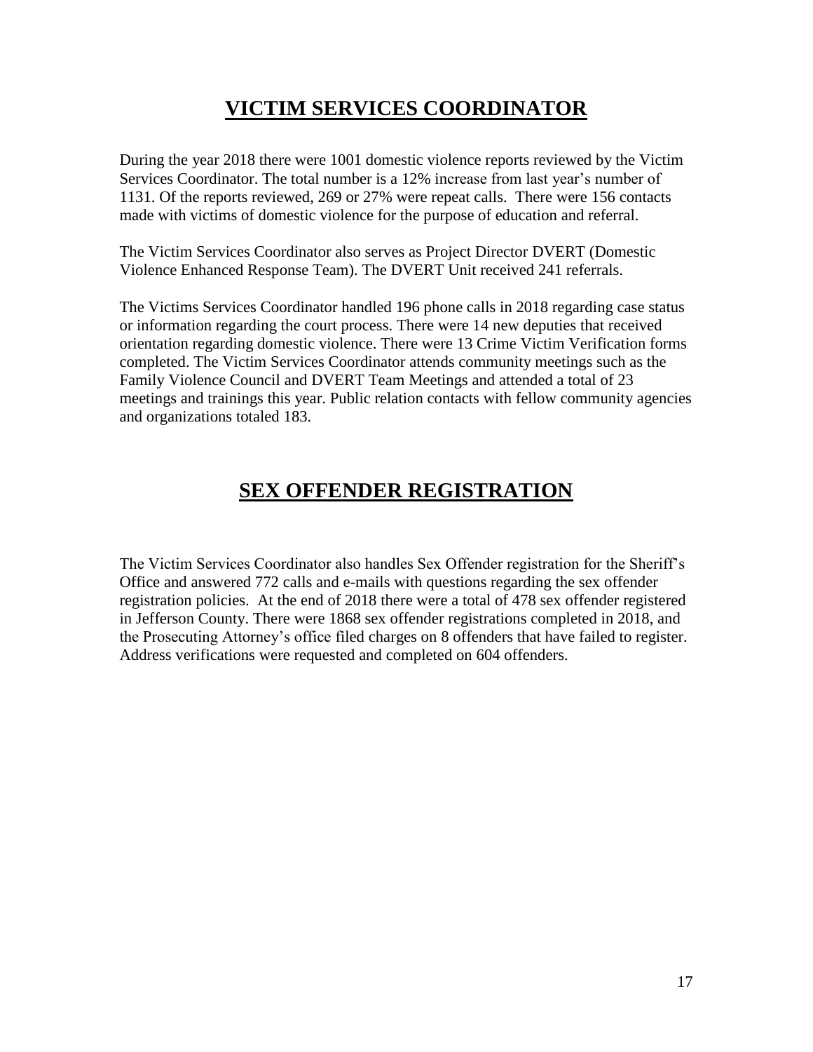# VICTIM SERVICES COORDINATOR

During the year 2018 there were 1001 domestic violence reports reviewed by the Victim Services Coordinator. The total number is a 12% increase from last year's number of 1131. Of the reports reviewed, 269 or 27% were repeat calls. There were 156 contacts made with victims of domestic violence for the purpose of education and referral.

The Victim Services Coordinator also serves as Project Director DVERT (Domestic Violence Enhanced Response Team). The DVERT Unit received 241 referrals.

The Victims Services Coordinator handled 196 phone calls in 2018 regarding case status or information regarding the court process. There were 14 new deputies that received orientation regarding domestic violence. There were 13 Crime Victim Verification forms completed. The Victim Services Coordinator attends community meetings such as the Family Violence Council and DVERT Team Meetings and attended a total of 23 meetings and trainings this year. Public relation contacts with fellow community agencies and organizations totaled 183.

# SEX OFFENDER REGISTRATION

The Victim Services Coordinator also handles Sex Offender registration for the Sheriff's Office and answered 772 calls and e-mails with questions regarding the sex offender registration policies. At the end of 2018 there were a total of 478 sex offender registered in Jefferson County. There were 1868 sex offender registrations completed in 2018, and the Prosecuting Attorney's office filed charges on 8 offenders that have failed to register. Address verifications were requested and completed on 604 offenders.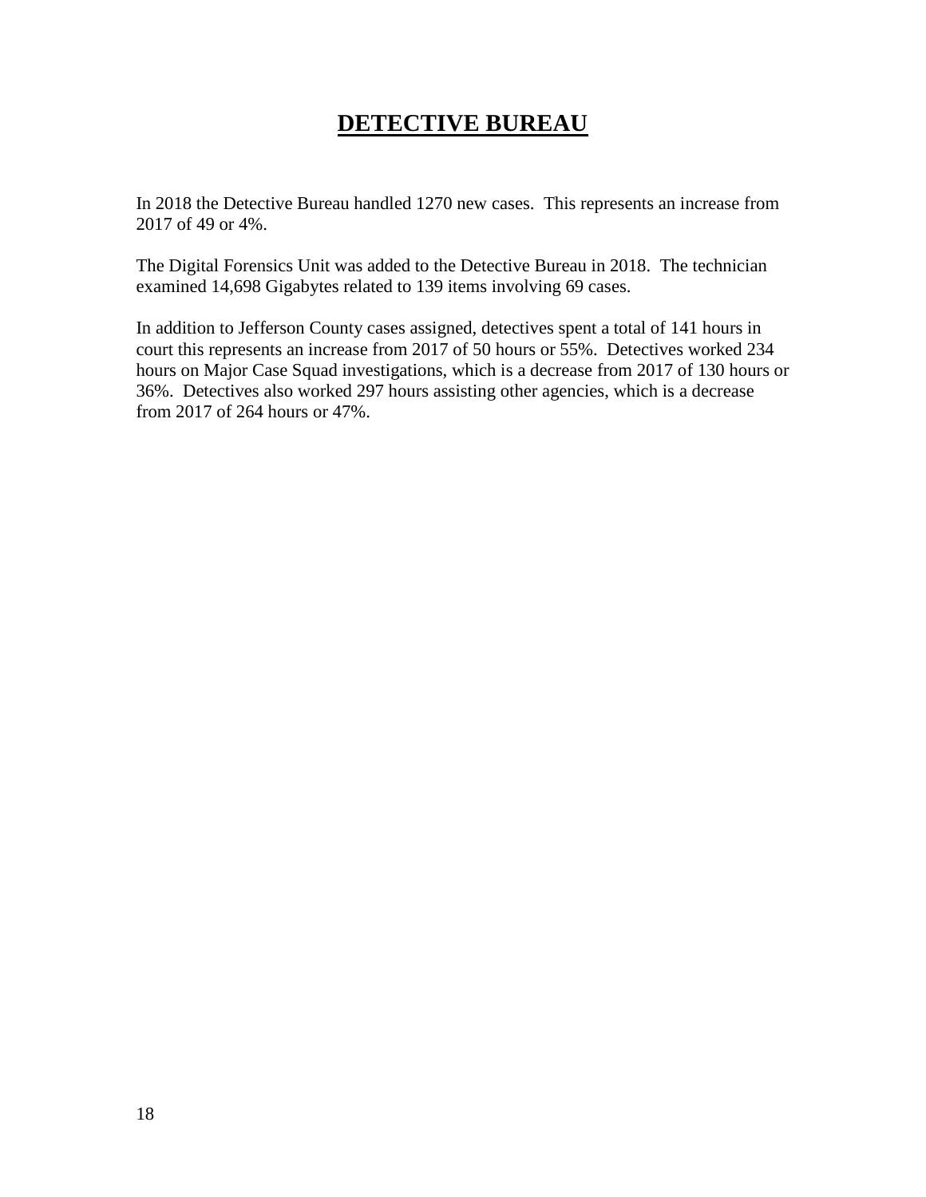# DETECTIVE BUREAU

In 2018 the Detective Bureau handled 1270 new cases. This represents an increase from 2017 of 49 or 4%.

The Digital Forensics Unit was added to the Detective Bureau in 2018. The technician examined 14,698 Gigabytes related to 139 items involving 69 cases.

In addition to Jefferson County cases assigned, detectives spent a total of 141 hours in court this represents an increase from 2017 of 50 hours or 55%. Detectives worked 234 hours on Major Case Squad investigations, which is a decrease from 2017 of 130 hours or 36%. Detectives also worked 297 hours assisting other agencies, which is a decrease from 2017 of 264 hours or 47%.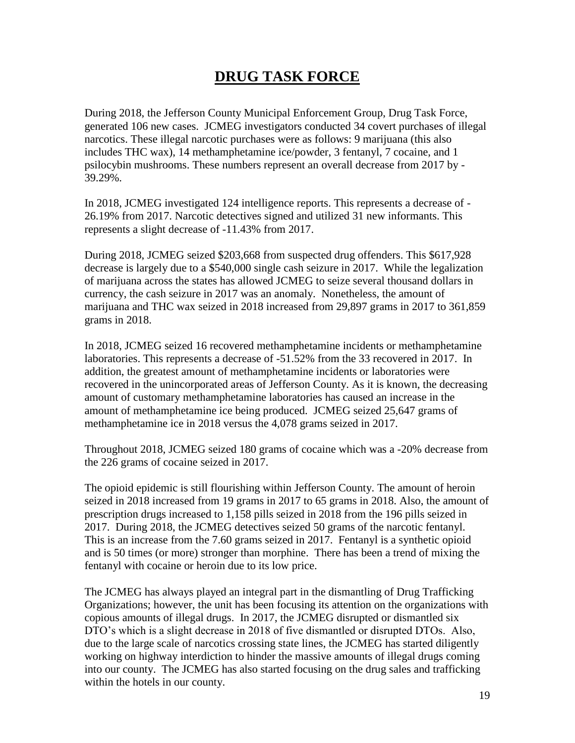# DRUG TASK FORCE

During 2018, the Jefferson County Municipal Enforcement Group, Drug Task Force, generated 106 new cases. JCMEG investigators conducted 34 covert purchases of illegal narcotics. These illegal narcotic purchases were as follows: 9 marijuana (this also includes THC wax), 14 methamphetamine ice/powder, 3 fentanyl, 7 cocaine, and 1 psilocybin mushrooms. These numbers represent an overall decrease from 2017 by -39.29%.

In 2018, JCMEG investigated 124 intelligence reports. This represents a decrease of -26.19% from 2017. Narcotic detectives signed and utilized 31 new informants. This represents a slight decrease of -11.43% from 2017.

During 2018, JCMEG seized $203,668 from suspected drug offenders. This $617,928 decrease is largely due to a $540,000 single cash seizure in 2017. While the legalization of marijuana across the states has allowed JCMEG to seize several thousand dollars in currency, the cash seizure in 2017 was an anomaly. Nonetheless, the amount of marijuana and THC wax seized in 2018 increased from 29,897 grams in 2017 to 361,859 grams in 2018.

In 2018, JCMEG seized 16 recovered methamphetamine incidents or methamphetamine laboratories. This represents a decrease of -51.52% from the 33 recovered in 2017. In addition, the greatest amount of methamphetamine incidents or laboratories were recovered in the unincorporated areas of Jefferson County. As it is known, the decreasing amount of customary methamphetamine laboratories has caused an increase in the amount of methamphetamine ice being produced. JCMEG seized 25,647 grams of methamphetamine ice in 2018 versus the 4,078 grams seized in 2017.

Throughout 2018, JCMEG seized 180 grams of cocaine which was a -20% decrease from the 226 grams of cocaine seized in 2017.

The opioid epidemic is still flourishing within Jefferson County. The amount of heroin seized in 2018 increased from 19 grams in 2017 to 65 grams in 2018. Also, the amount of prescription drugs increased to 1,158 pills seized in 2018 from the 196 pills seized in 2017. During 2018, the JCMEG detectives seized 50 grams of the narcotic fentanyl. This is an increase from the 7.60 grams seized in 2017. Fentanyl is a synthetic opioid and is 50 times (or more) stronger than morphine. There has been a trend of mixing the fentanyl with cocaine or heroin due to its low price.

The JCMEG has always played an integral part in the dismantling of Drug Trafficking Organizations; however, the unit has been focusing its attention on the organizations with copious amounts of illegal drugs. In 2017, the JCMEG disrupted or dismantled six DTO's which is a slight decrease in 2018 of five dismantled or disrupted DTOs. Also, due to the large scale of narcotics crossing state lines, the JCMEG has started diligently working on highway interdiction to hinder the massive amounts of illegal drugs coming into our county. The JCMEG has also started focusing on the drug sales and trafficking within the hotels in our county.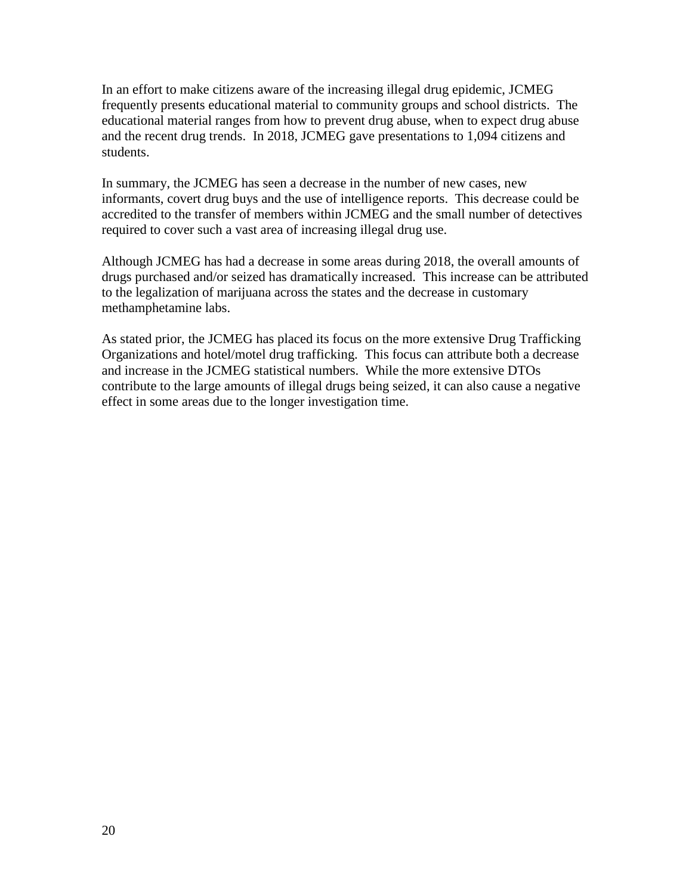In an effort to make citizens aware of the increasing illegal drug epidemic, JCMEG frequently presents educational material to community groups and school districts. The educational material ranges from how to prevent drug abuse, when to expect drug abuse and the recent drug trends. In 2018, JCMEG gave presentations to 1,094 citizens and students.

In summary, the JCMEG has seen a decrease in the number of new cases, new informants, covert drug buys and the use of intelligence reports. This decrease could be accredited to the transfer of members within JCMEG and the small number of detectives required to cover such a vast area of increasing illegal drug use.

Although JCMEG has had a decrease in some areas during 2018, the overall amounts of drugs purchased and/or seized has dramatically increased. This increase can be attributed to the legalization of marijuana across the states and the decrease in customary methamphetamine labs.

As stated prior, the JCMEG has placed its focus on the more extensive Drug Trafficking Organizations and hotel/motel drug trafficking. This focus can attribute both a decrease and increase in the JCMEG statistical numbers. While the more extensive DTOs contribute to the large amounts of illegal drugs being seized, it can also cause a negative effect in some areas due to the longer investigation time.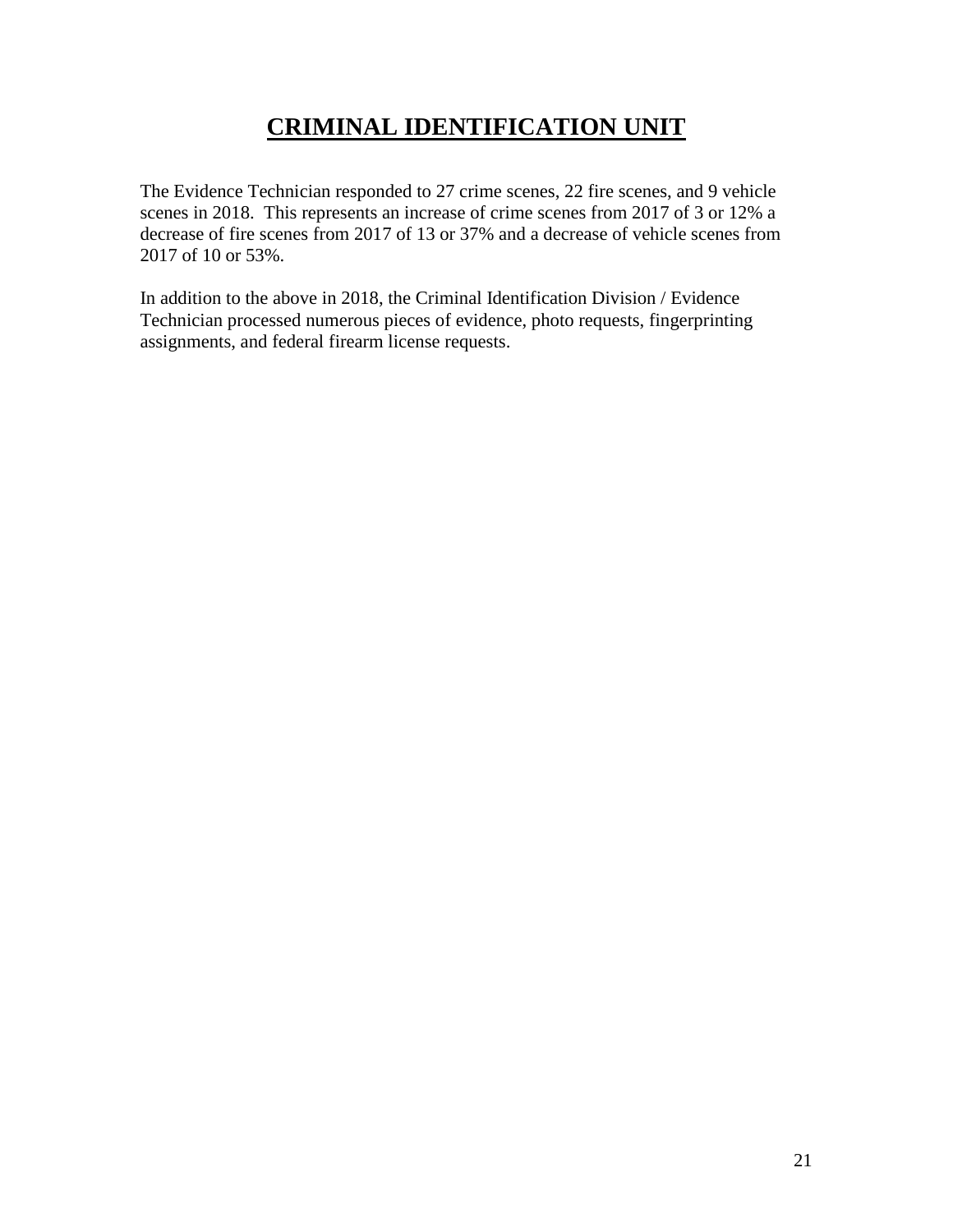# CRIMINAL IDENTIFICATION UNIT

The Evidence Technician responded to 27 crime scenes, 22 fire scenes, and 9 vehicle scenes in 2018. This represents an increase of crime scenes from 2017 of 3 or 12% a decrease of fire scenes from 2017 of 13 or 37% and a decrease of vehicle scenes from 2017 of 10 or 53%.

In addition to the above in 2018, the Criminal Identification Division / Evidence Technician processed numerous pieces of evidence, photo requests, fingerprinting assignments, and federal firearm license requests.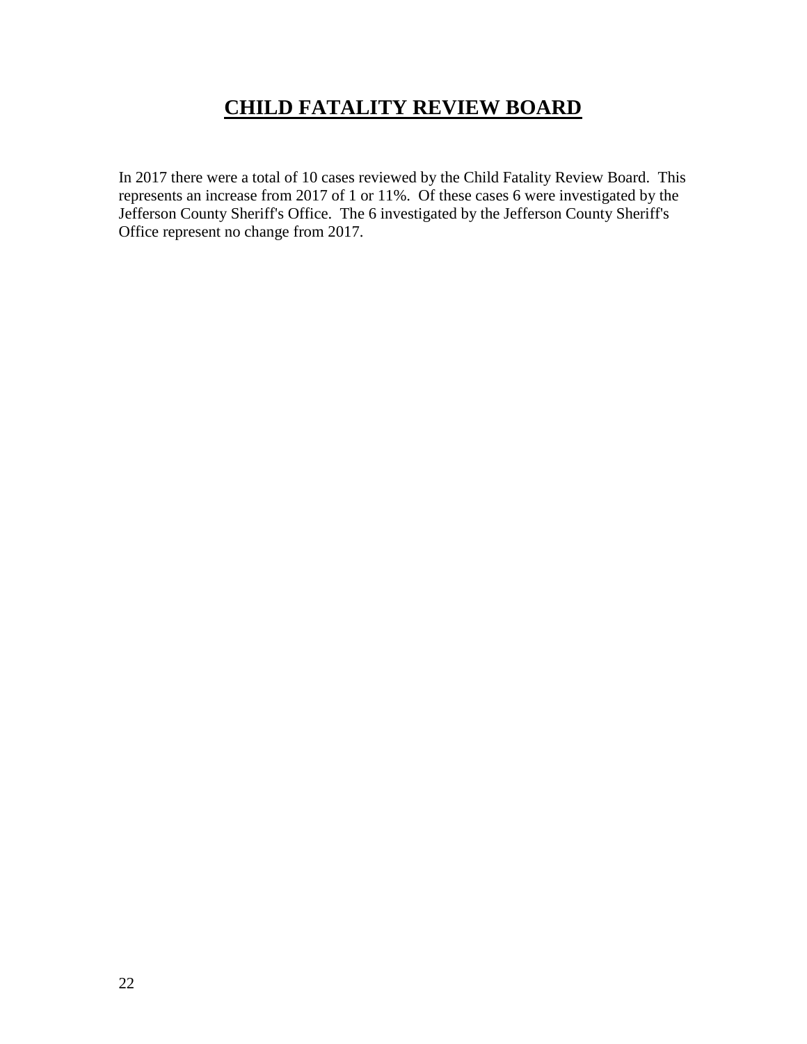# CHILD FATALITY REVIEW BOARD

In 2017 there were a total of 10 cases reviewed by the Child Fatality Review Board. This represents an increase from 2017 of 1 or 11%. Of these cases 6 were investigated by the Jefferson County Sheriff's Office. The 6 investigated by the Jefferson County Sheriff's Office represent no change from 2017.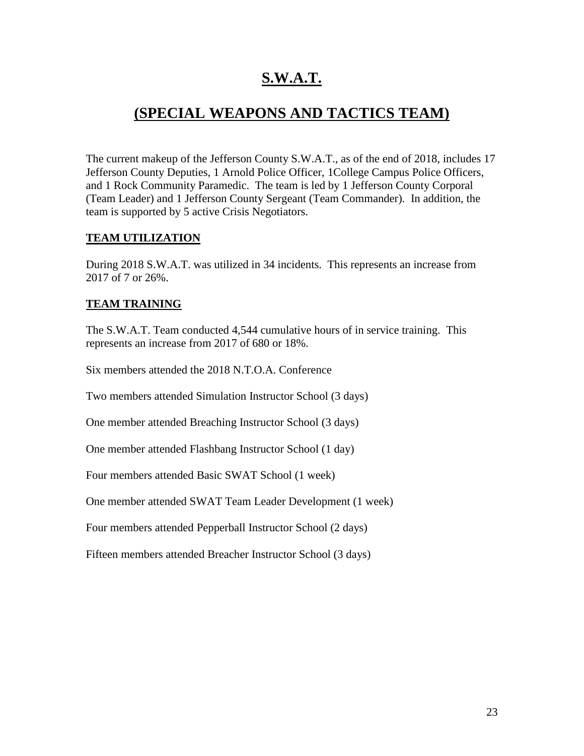# S.W.A.T.

# (SPECIAL WEAPONS AND TACTICS TEAM)

The current makeup of the Jefferson County S.W.A.T., as of the end of 2018, includes 17 Jefferson County Deputies, 1 Arnold Police Officer, 1College Campus Police Officers, and 1 Rock Community Paramedic. The team is led by 1 Jefferson County Corporal (Team Leader) and 1 Jefferson County Sergeant (Team Commander). In addition, the team is supported by 5 active Crisis Negotiators.

## TEAM UTILIZATION

During 2018 S.W.A.T. was utilized in 34 incidents. This represents an increase from 2017 of 7 or 26%.

## TEAM TRAINING

The S.W.A.T. Team conducted 4,544 cumulative hours of in service training. This represents an increase from 2017 of 680 or 18%.

Six members attended the 2018 N.T.O.A. Conference

Two members attended Simulation Instructor School (3 days)

One member attended Breaching Instructor School (3 days)

One member attended Flashbang Instructor School (1 day)

Four members attended Basic SWAT School (1 week)

One member attended SWAT Team Leader Development (1 week)

Four members attended Pepperball Instructor School (2 days)

Fifteen members attended Breacher Instructor School (3 days)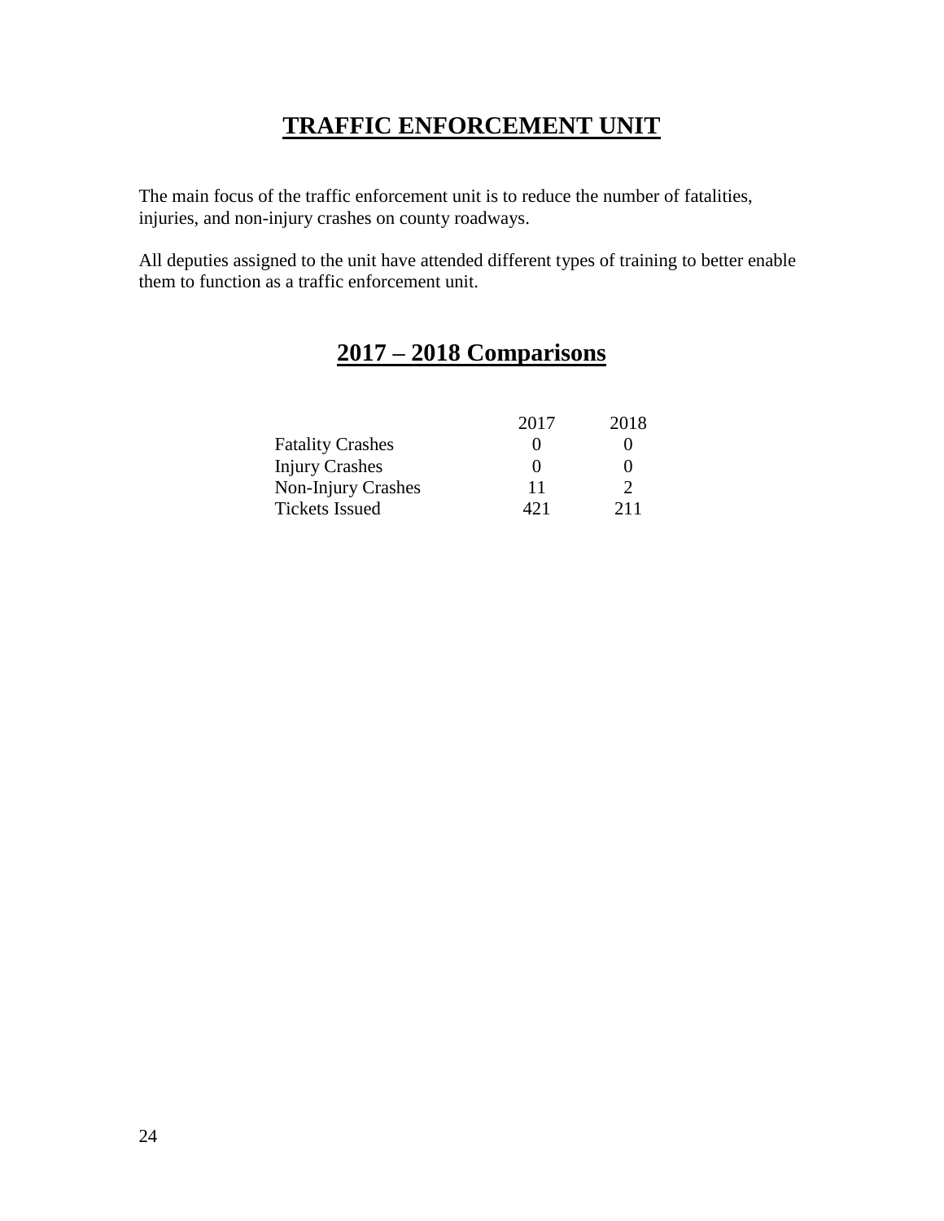# TRAFFIC ENFORCEMENT UNIT

The main focus of the traffic enforcement unit is to reduce the number of fatalities, injuries, and non-injury crashes on county roadways.

All deputies assigned to the unit have attended different types of training to better enable them to function as a traffic enforcement unit.

## 2017 – 2018 Comparisons

| | 2017 | 2018 |
|---|---|---|
| Fatality Crashes | 0 | 0 |
| Injury Crashes | 0 | 0 |
| Non-Injury Crashes | 11 | 2 |
| Tickets Issued | 421 | 211 |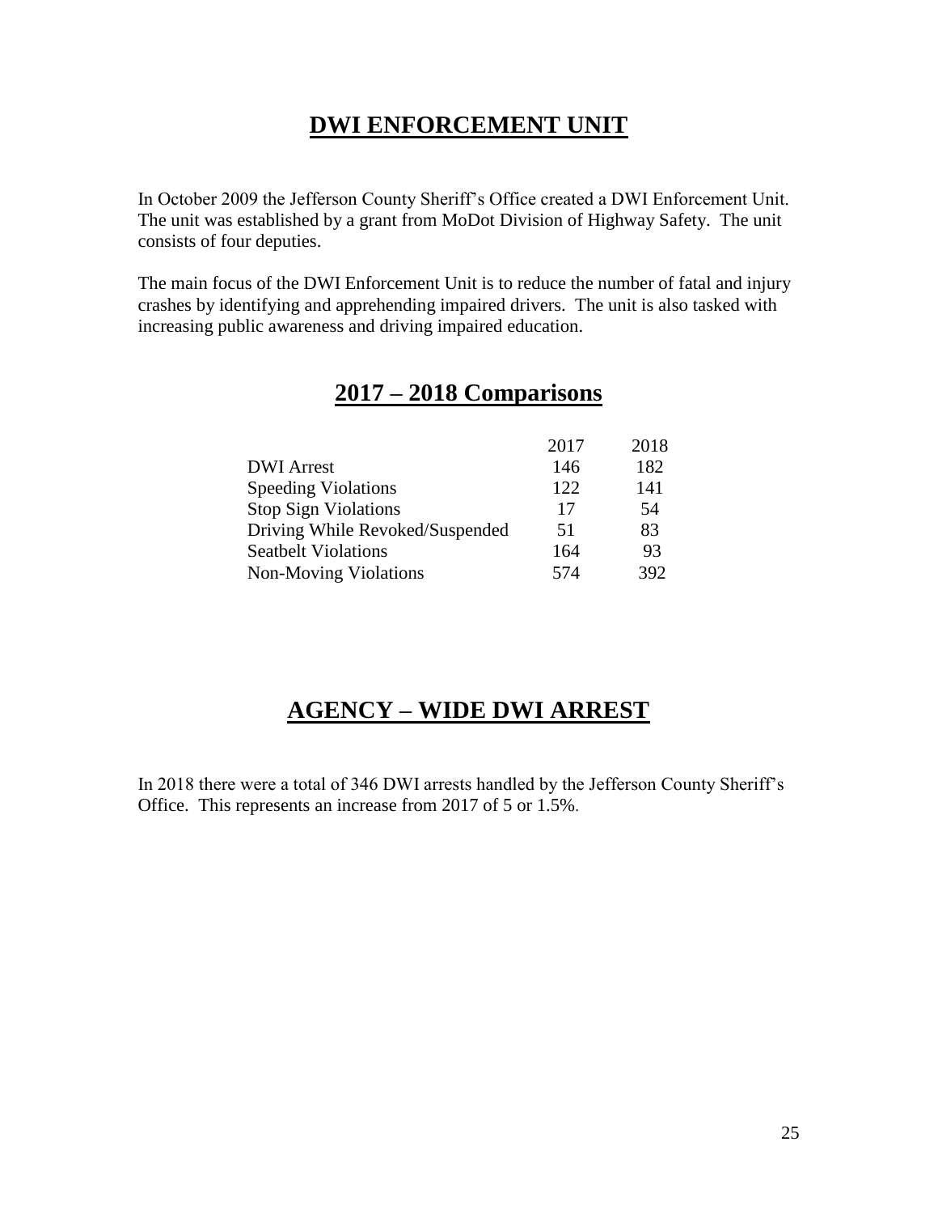# DWI ENFORCEMENT UNIT

In October 2009 the Jefferson County Sheriff's Office created a DWI Enforcement Unit. The unit was established by a grant from MoDot Division of Highway Safety. The unit consists of four deputies.

The main focus of the DWI Enforcement Unit is to reduce the number of fatal and injury crashes by identifying and apprehending impaired drivers. The unit is also tasked with increasing public awareness and driving impaired education.

## 2017 – 2018 Comparisons

| | 2017 | 2018 |
|---|---|---|
| DWI Arrest | 146 | 182 |
| Speeding Violations | 122 | 141 |
| Stop Sign Violations | 17 | 54 |
| Driving While Revoked/Suspended | 51 | 83 |
| Seatbelt Violations | 164 | 93 |
| Non-Moving Violations | 574 | 392 |

# AGENCY – WIDE DWI ARREST

In 2018 there were a total of 346 DWI arrests handled by the Jefferson County Sheriff's Office. This represents an increase from 2017 of 5 or 1.5%.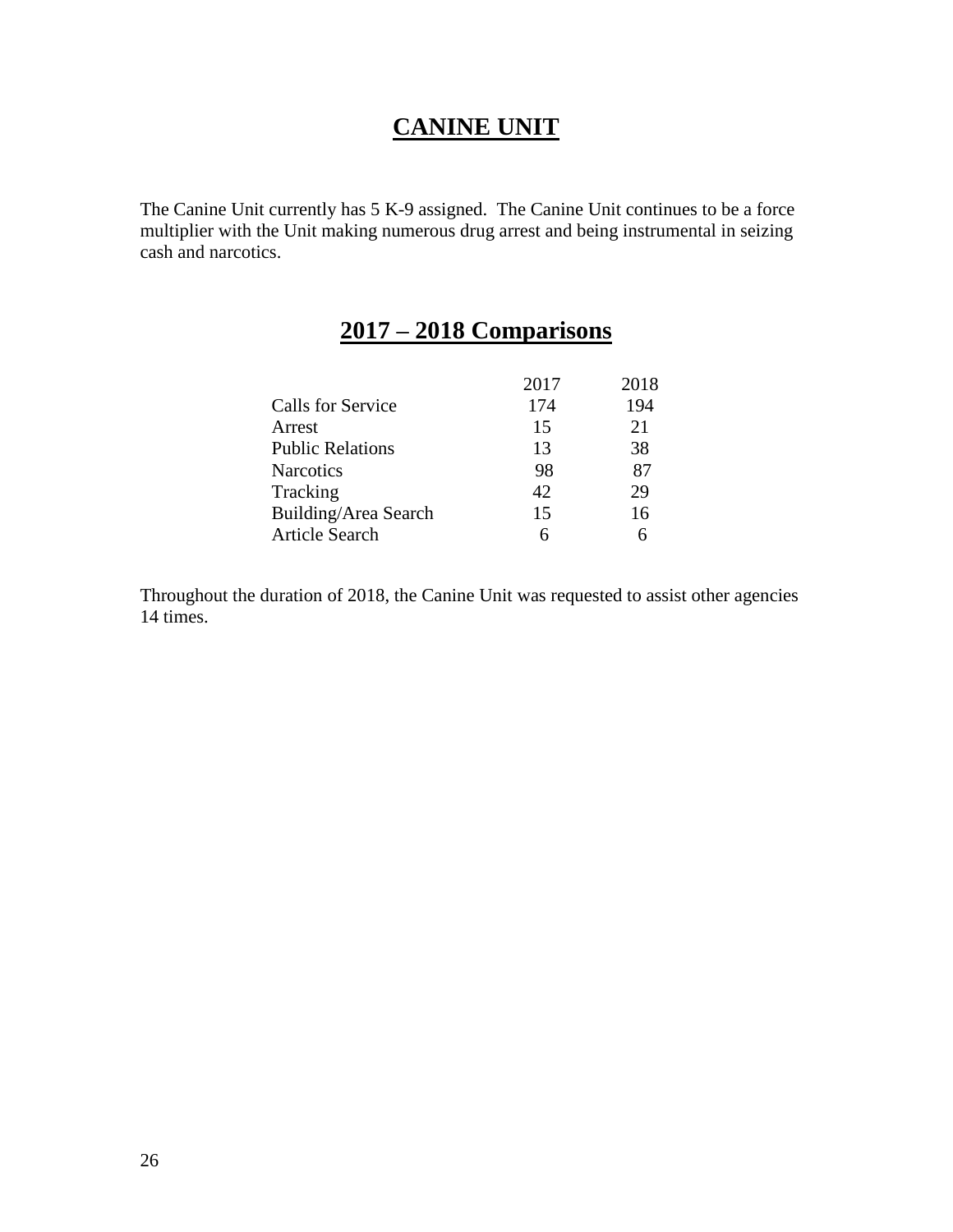# CANINE UNIT

The Canine Unit currently has 5 K-9 assigned. The Canine Unit continues to be a force multiplier with the Unit making numerous drug arrest and being instrumental in seizing cash and narcotics.

## 2017 – 2018 Comparisons

| | 2017 | 2018 |
|---|---|---|
| Calls for Service | 174 | 194 |
| Arrest | 15 | 21 |
| Public Relations | 13 | 38 |
| Narcotics | 98 | 87 |
| Tracking | 42 | 29 |
| Building/Area Search | 15 | 16 |
| Article Search | 6 | 6 |

Throughout the duration of 2018, the Canine Unit was requested to assist other agencies 14 times.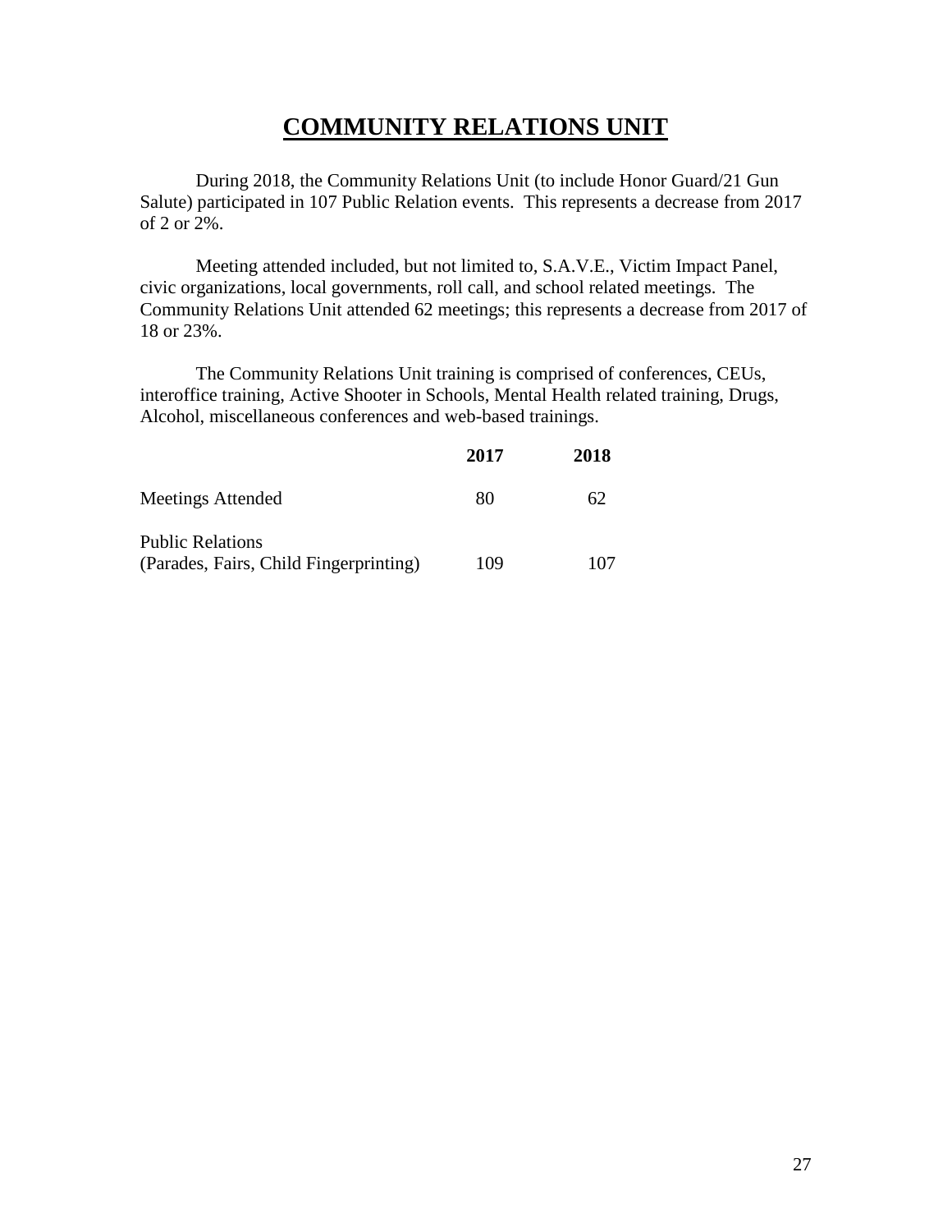# COMMUNITY RELATIONS UNIT

During 2018, the Community Relations Unit (to include Honor Guard/21 Gun Salute) participated in 107 Public Relation events. This represents a decrease from 2017 of 2 or 2%.

Meeting attended included, but not limited to, S.A.V.E., Victim Impact Panel, civic organizations, local governments, roll call, and school related meetings. The Community Relations Unit attended 62 meetings; this represents a decrease from 2017 of 18 or 23%.

The Community Relations Unit training is comprised of conferences, CEUs, interoffice training, Active Shooter in Schools, Mental Health related training, Drugs, Alcohol, miscellaneous conferences and web-based trainings.

| | **2017** | **2018** |
|---|---|---|
| Meetings Attended | 80 | 62 |
| Public Relations (Parades, Fairs, Child Fingerprinting) | 109 | 107 |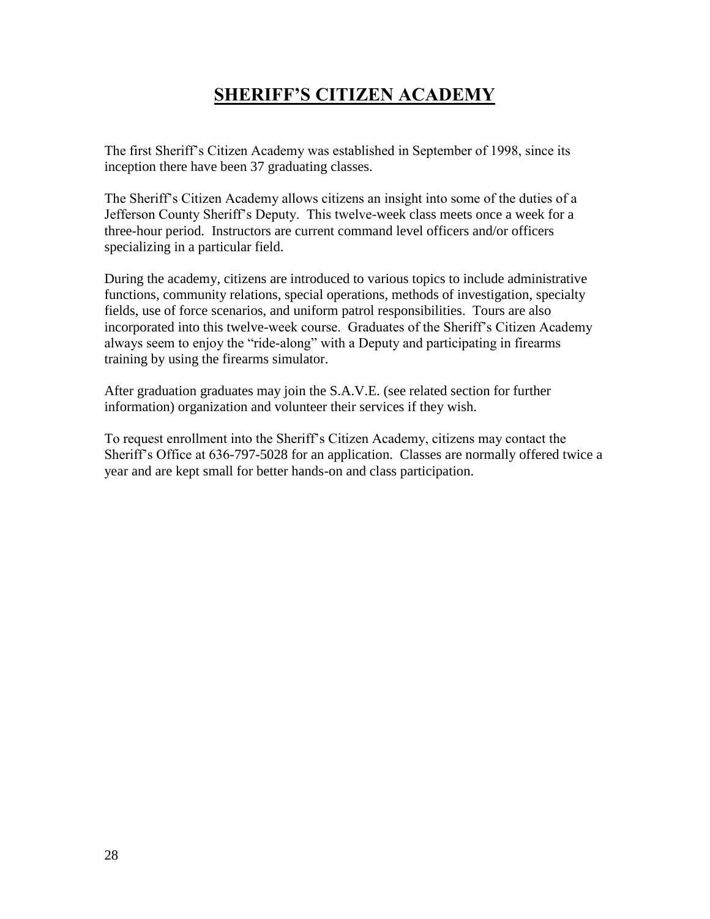# SHERIFF'S CITIZEN ACADEMY

The first Sheriff's Citizen Academy was established in September of 1998, since its inception there have been 37 graduating classes.

The Sheriff's Citizen Academy allows citizens an insight into some of the duties of a Jefferson County Sheriff's Deputy. This twelve-week class meets once a week for a three-hour period. Instructors are current command level officers and/or officers specializing in a particular field.

During the academy, citizens are introduced to various topics to include administrative functions, community relations, special operations, methods of investigation, specialty fields, use of force scenarios, and uniform patrol responsibilities. Tours are also incorporated into this twelve-week course. Graduates of the Sheriff's Citizen Academy always seem to enjoy the "ride-along" with a Deputy and participating in firearms training by using the firearms simulator.

After graduation graduates may join the S.A.V.E. (see related section for further information) organization and volunteer their services if they wish.

To request enrollment into the Sheriff's Citizen Academy, citizens may contact the Sheriff's Office at 636-797-5028 for an application. Classes are normally offered twice a year and are kept small for better hands-on and class participation.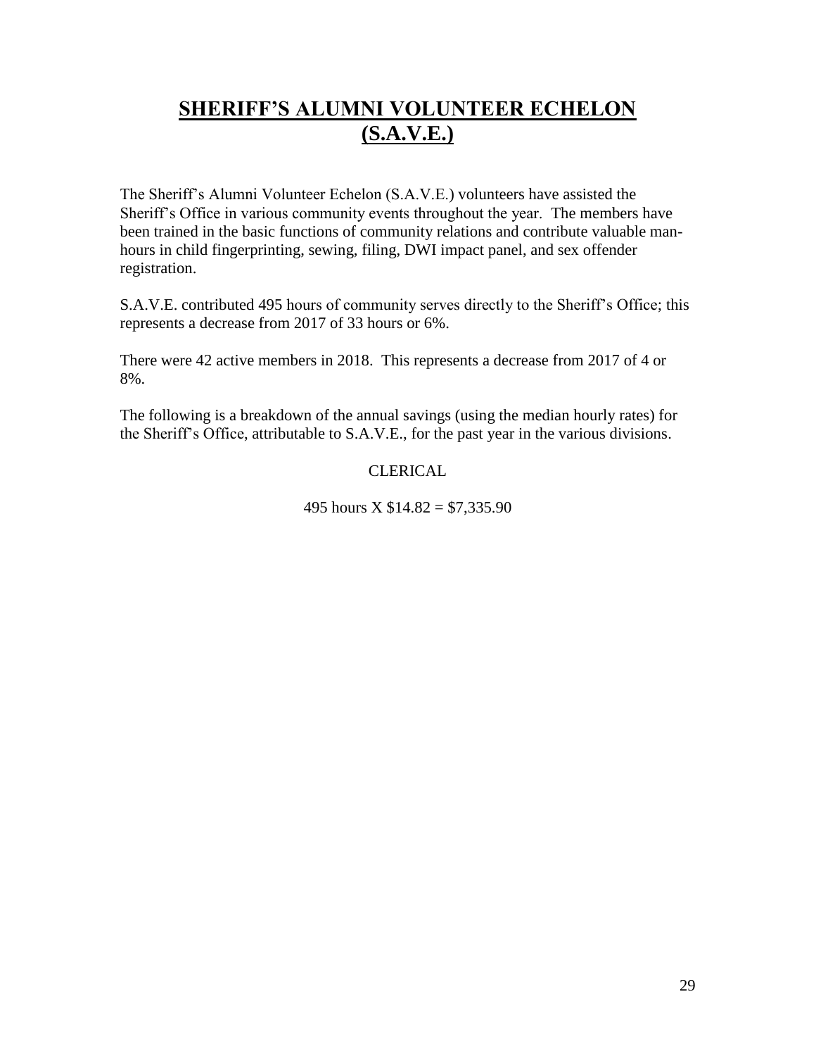# SHERIFF'S ALUMNI VOLUNTEER ECHELON (S.A.V.E.)

The Sheriff's Alumni Volunteer Echelon (S.A.V.E.) volunteers have assisted the Sheriff's Office in various community events throughout the year. The members have been trained in the basic functions of community relations and contribute valuable man-hours in child fingerprinting, sewing, filing, DWI impact panel, and sex offender registration.

S.A.V.E. contributed 495 hours of community serves directly to the Sheriff's Office; this represents a decrease from 2017 of 33 hours or 6%.

There were 42 active members in 2018. This represents a decrease from 2017 of 4 or 8%.

The following is a breakdown of the annual savings (using the median hourly rates) for the Sheriff's Office, attributable to S.A.V.E., for the past year in the various divisions.

CLERICAL

495 hours X $14.82 = $7,335.90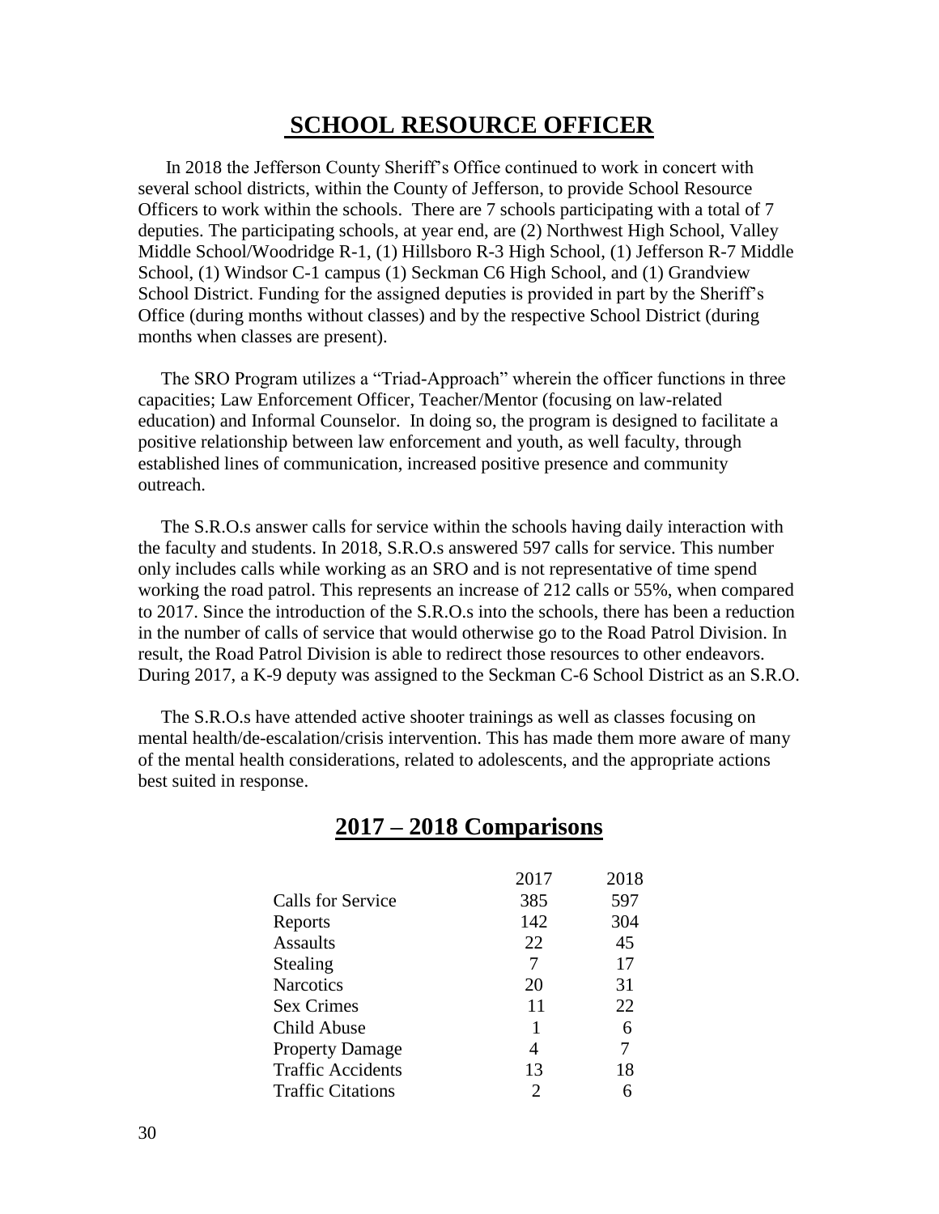# SCHOOL RESOURCE OFFICER

In 2018 the Jefferson County Sheriff's Office continued to work in concert with several school districts, within the County of Jefferson, to provide School Resource Officers to work within the schools. There are 7 schools participating with a total of 7 deputies. The participating schools, at year end, are (2) Northwest High School, Valley Middle School/Woodridge R-1, (1) Hillsboro R-3 High School, (1) Jefferson R-7 Middle School, (1) Windsor C-1 campus (1) Seckman C6 High School, and (1) Grandview School District. Funding for the assigned deputies is provided in part by the Sheriff's Office (during months without classes) and by the respective School District (during months when classes are present).

The SRO Program utilizes a "Triad-Approach" wherein the officer functions in three capacities; Law Enforcement Officer, Teacher/Mentor (focusing on law-related education) and Informal Counselor. In doing so, the program is designed to facilitate a positive relationship between law enforcement and youth, as well faculty, through established lines of communication, increased positive presence and community outreach.

The S.R.O.s answer calls for service within the schools having daily interaction with the faculty and students. In 2018, S.R.O.s answered 597 calls for service. This number only includes calls while working as an SRO and is not representative of time spend working the road patrol. This represents an increase of 212 calls or 55%, when compared to 2017. Since the introduction of the S.R.O.s into the schools, there has been a reduction in the number of calls of service that would otherwise go to the Road Patrol Division. In result, the Road Patrol Division is able to redirect those resources to other endeavors. During 2017, a K-9 deputy was assigned to the Seckman C-6 School District as an S.R.O.

The S.R.O.s have attended active shooter trainings as well as classes focusing on mental health/de-escalation/crisis intervention. This has made them more aware of many of the mental health considerations, related to adolescents, and the appropriate actions best suited in response.

## 2017 – 2018 Comparisons

| | 2017 | 2018 |
|---|---|---|
| Calls for Service | 385 | 597 |
| Reports | 142 | 304 |
| Assaults | 22 | 45 |
| Stealing | 7 | 17 |
| Narcotics | 20 | 31 |
| Sex Crimes | 11 | 22 |
| Child Abuse | 1 | 6 |
| Property Damage | 4 | 7 |
| Traffic Accidents | 13 | 18 |
| Traffic Citations | 2 | 6 |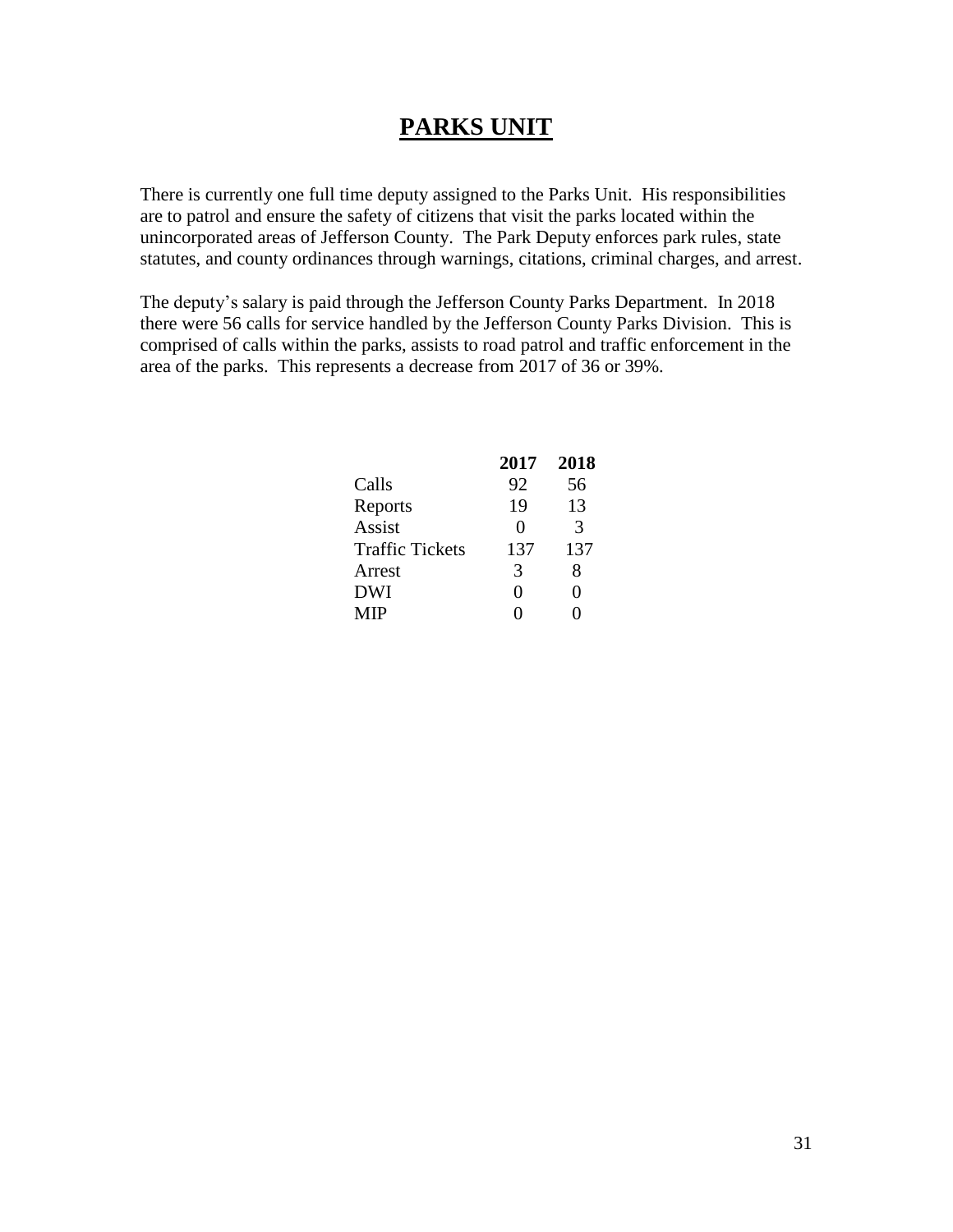# PARKS UNIT

There is currently one full time deputy assigned to the Parks Unit. His responsibilities are to patrol and ensure the safety of citizens that visit the parks located within the unincorporated areas of Jefferson County. The Park Deputy enforces park rules, state statutes, and county ordinances through warnings, citations, criminal charges, and arrest.

The deputy's salary is paid through the Jefferson County Parks Department. In 2018 there were 56 calls for service handled by the Jefferson County Parks Division. This is comprised of calls within the parks, assists to road patrol and traffic enforcement in the area of the parks. This represents a decrease from 2017 of 36 or 39%.

| | **2017** | **2018** |
|---|---|---|
| Calls | 92 | 56 |
| Reports | 19 | 13 |
| Assist | 0 | 3 |
| Traffic Tickets | 137 | 137 |
| Arrest | 3 | 8 |
| DWI | 0 | 0 |
| MIP | 0 | 0 |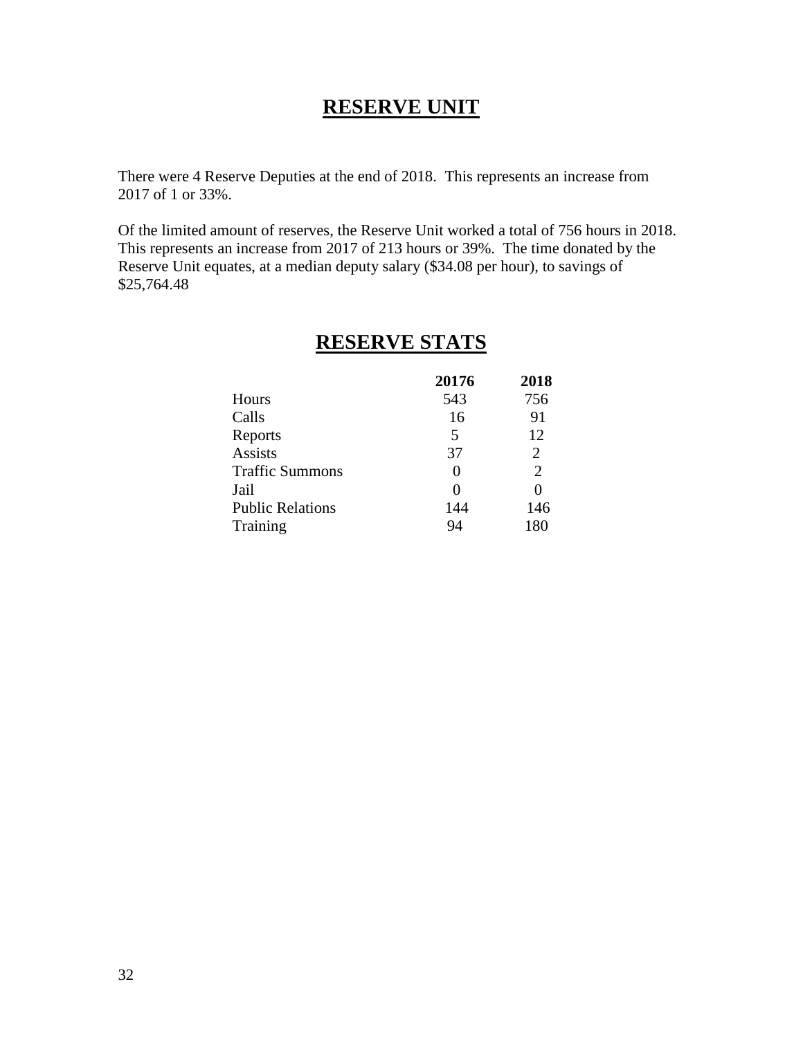# RESERVE UNIT

There were 4 Reserve Deputies at the end of 2018. This represents an increase from 2017 of 1 or 33%.

Of the limited amount of reserves, the Reserve Unit worked a total of 756 hours in 2018. This represents an increase from 2017 of 213 hours or 39%. The time donated by the Reserve Unit equates, at a median deputy salary ($34.08 per hour), to savings of $25,764.48

# RESERVE STATS

| | 20176 | 2018 |
|---|---|---|
| Hours | 543 | 756 |
| Calls | 16 | 91 |
| Reports | 5 | 12 |
| Assists | 37 | 2 |
| Traffic Summons | 0 | 2 |
| Jail | 0 | 0 |
| Public Relations | 144 | 146 |
| Training | 94 | 180 |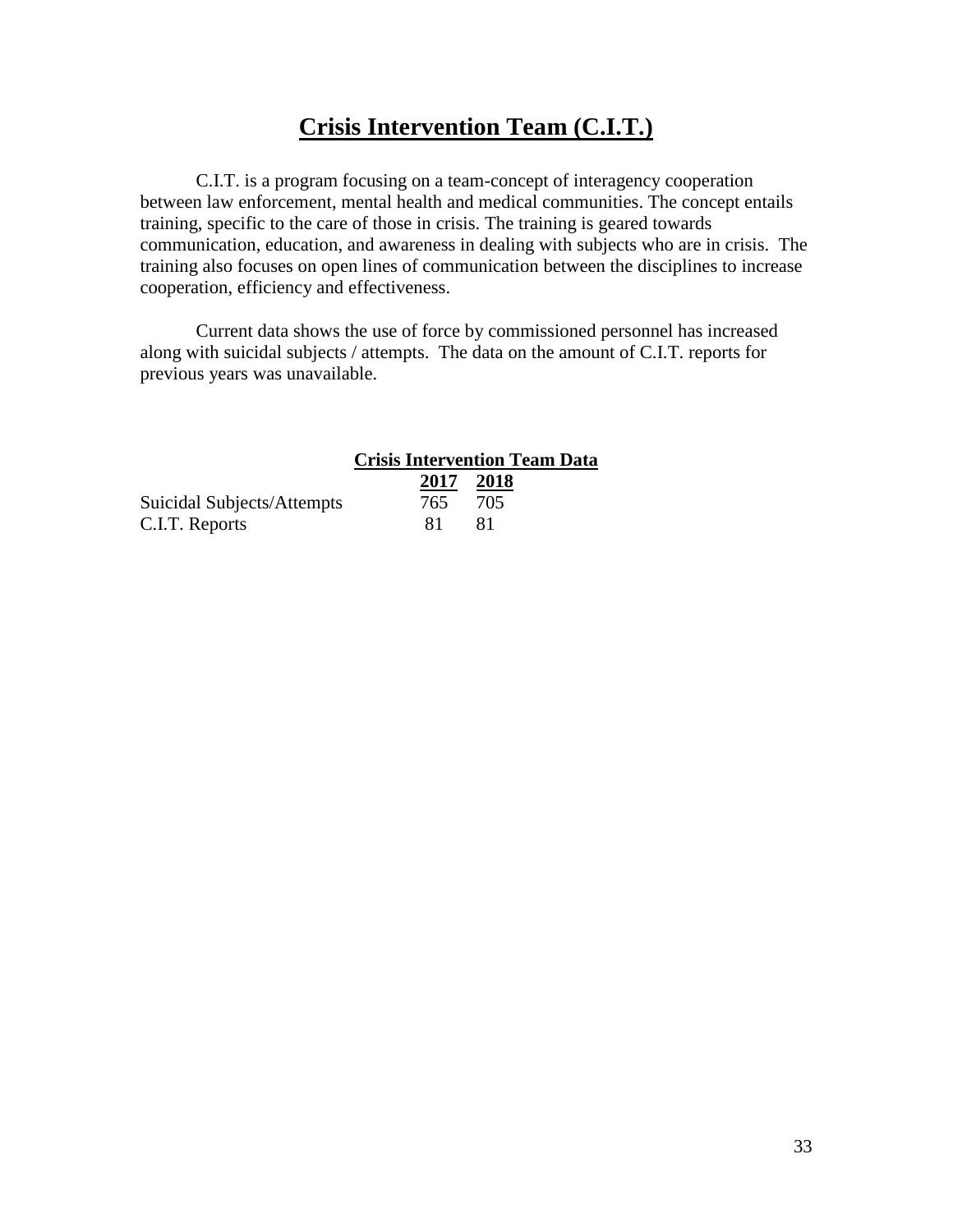# Crisis Intervention Team (C.I.T.)

C.I.T. is a program focusing on a team-concept of interagency cooperation between law enforcement, mental health and medical communities. The concept entails training, specific to the care of those in crisis. The training is geared towards communication, education, and awareness in dealing with subjects who are in crisis. The training also focuses on open lines of communication between the disciplines to increase cooperation, efficiency and effectiveness.

Current data shows the use of force by commissioned personnel has increased along with suicidal subjects / attempts. The data on the amount of C.I.T. reports for previous years was unavailable.

**Crisis Intervention Team Data**

| | 2017 | 2018 |
|---|---|---|
| Suicidal Subjects/Attempts | 765 | 705 |
| C.I.T. Reports | 81 | 81 |